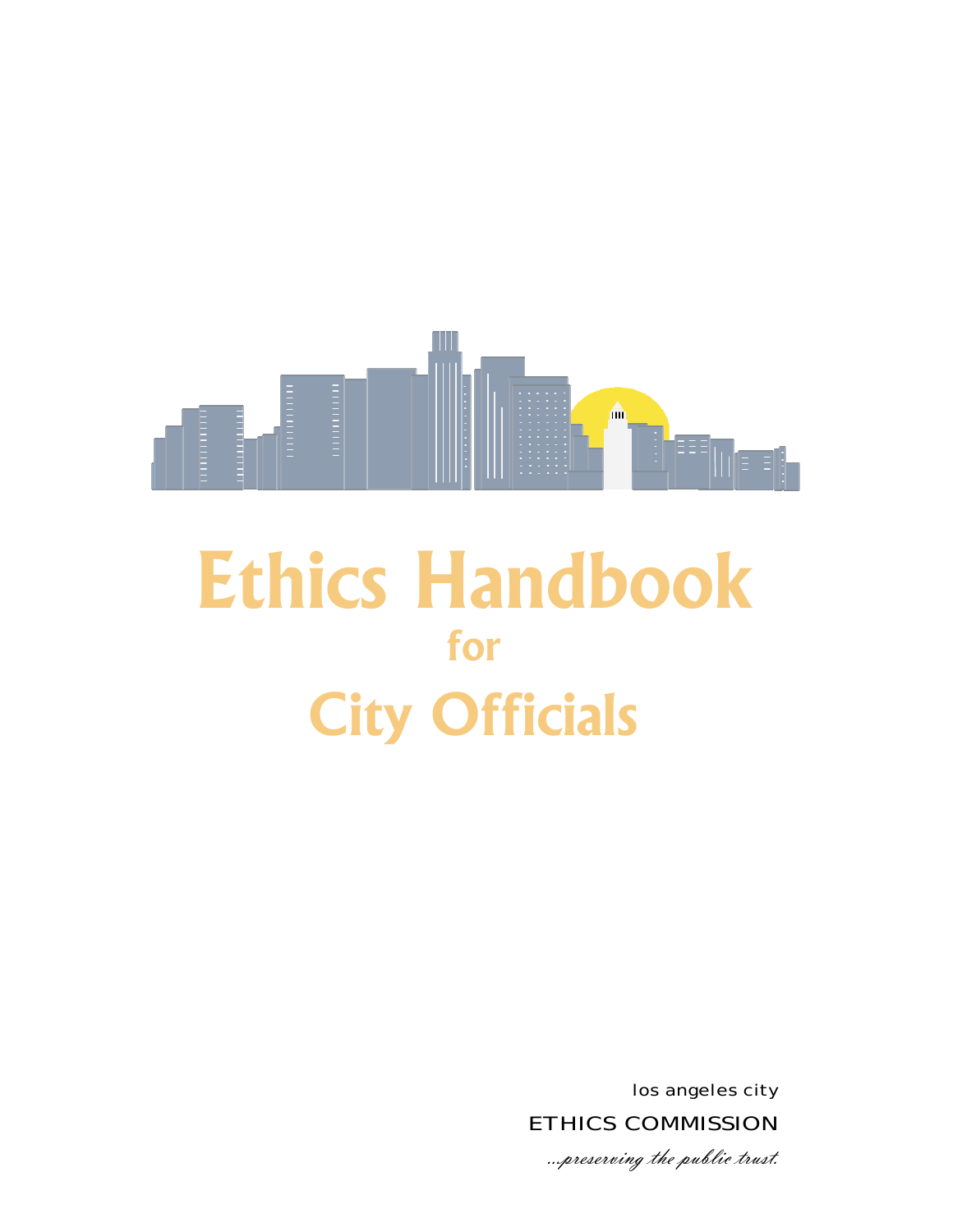# Ethics Handbook
## for
# City Officials

los angeles city

ETHICS COMMISSION

*...preserving the public trust.*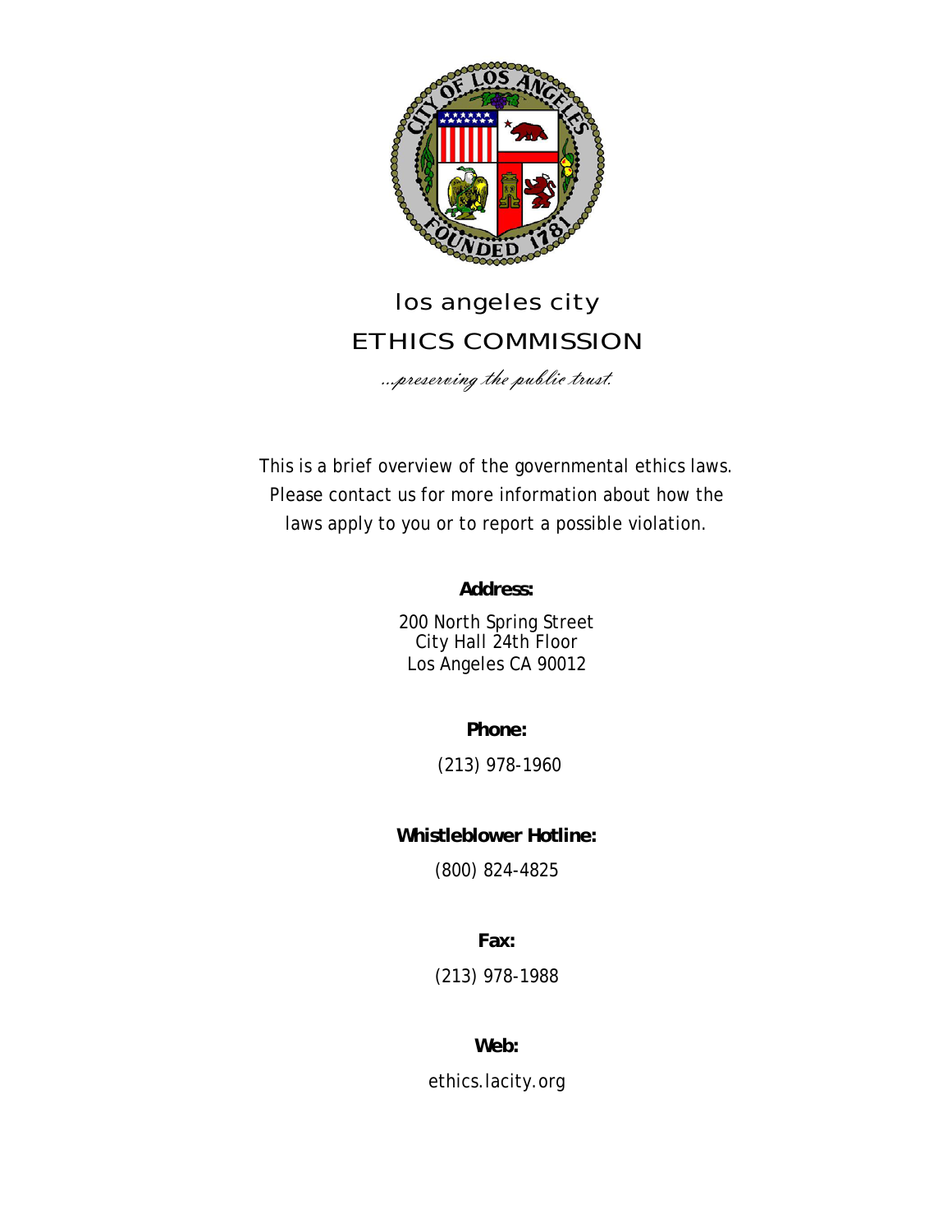los angeles city

ETHICS COMMISSION

*...preserving the public trust.*

This is a brief overview of the governmental ethics laws. Please contact us for more information about how the laws apply to you or to report a possible violation.

**Address:**

200 North Spring Street
City Hall 24th Floor
Los Angeles CA 90012

**Phone:**

(213) 978-1960

**Whistleblower Hotline:**

(800) 824-4825

**Fax:**

(213) 978-1988

**Web:**

ethics.lacity.org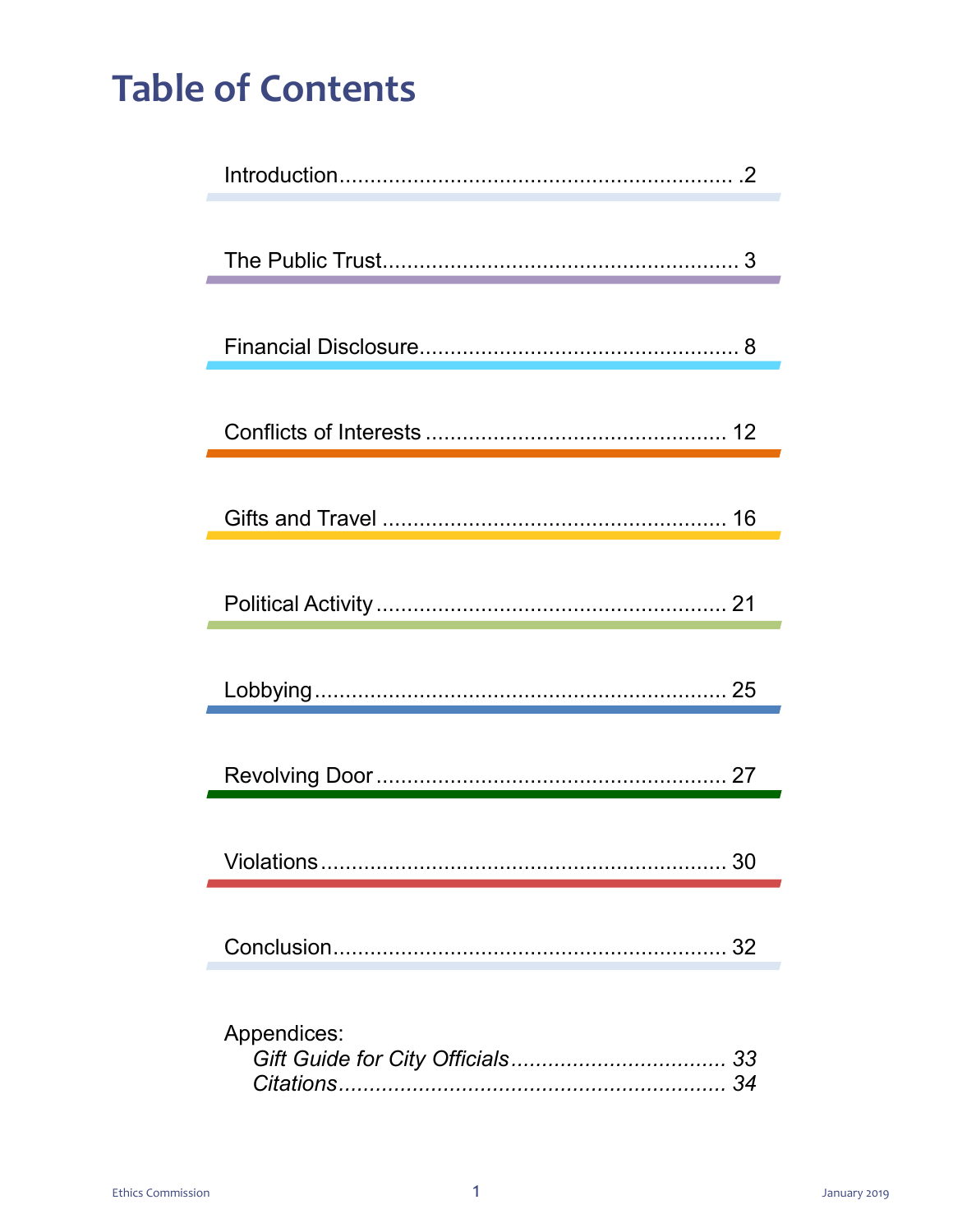# Table of Contents

Introduction................................................................ 2

The Public Trust......................................................... 3

Financial Disclosure.................................................... 8

Conflicts of Interests ................................................ 12

Gifts and Travel ........................................................ 16

Political Activity ......................................................... 21

Lobbying.................................................................... 25

Revolving Door .......................................................... 27

Violations................................................................... 30

Conclusion................................................................. 32

Appendices:

*Gift Guide for City Officials.................................... 33*

*Citations................................................................. 34*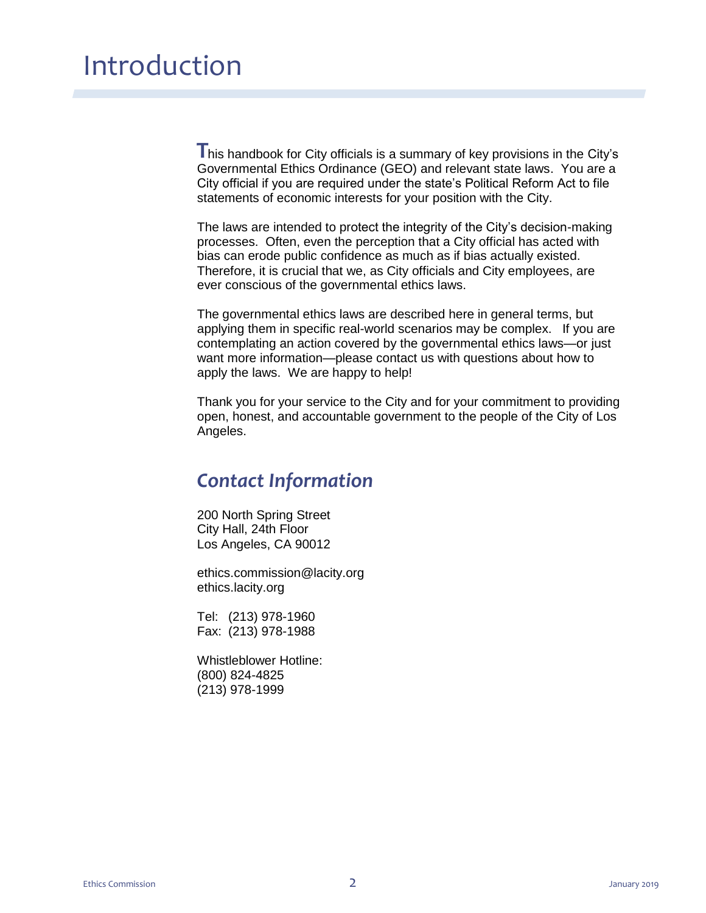# Introduction

This handbook for City officials is a summary of key provisions in the City's Governmental Ethics Ordinance (GEO) and relevant state laws. You are a City official if you are required under the state's Political Reform Act to file statements of economic interests for your position with the City.

The laws are intended to protect the integrity of the City's decision-making processes. Often, even the perception that a City official has acted with bias can erode public confidence as much as if bias actually existed. Therefore, it is crucial that we, as City officials and City employees, are ever conscious of the governmental ethics laws.

The governmental ethics laws are described here in general terms, but applying them in specific real-world scenarios may be complex. If you are contemplating an action covered by the governmental ethics laws—or just want more information—please contact us with questions about how to apply the laws. We are happy to help!

Thank you for your service to the City and for your commitment to providing open, honest, and accountable government to the people of the City of Los Angeles.

## *Contact Information*

200 North Spring Street
City Hall, 24th Floor
Los Angeles, CA 90012

ethics.commission@lacity.org
ethics.lacity.org

Tel: (213) 978-1960
Fax: (213) 978-1988

Whistleblower Hotline:
(800) 824-4825
(213) 978-1999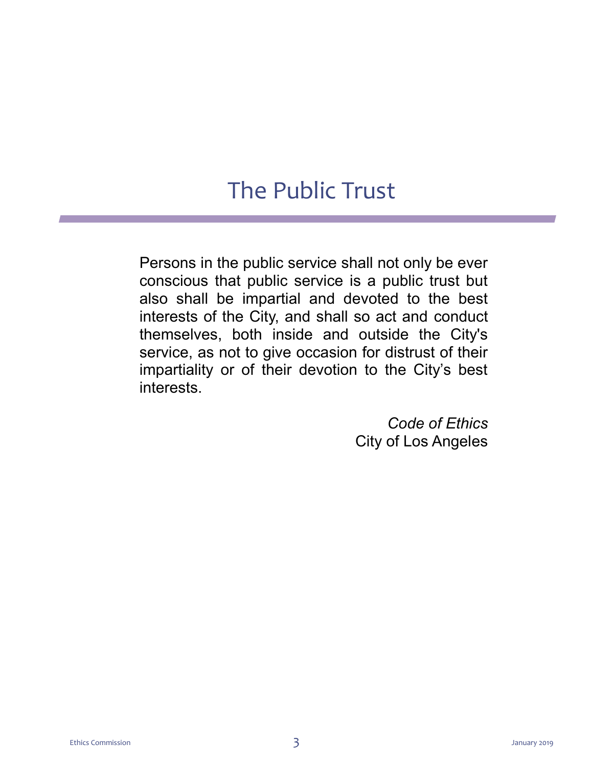# The Public Trust

Persons in the public service shall not only be ever conscious that public service is a public trust but also shall be impartial and devoted to the best interests of the City, and shall so act and conduct themselves, both inside and outside the City's service, as not to give occasion for distrust of their impartiality or of their devotion to the City's best interests.

*Code of Ethics*
City of Los Angeles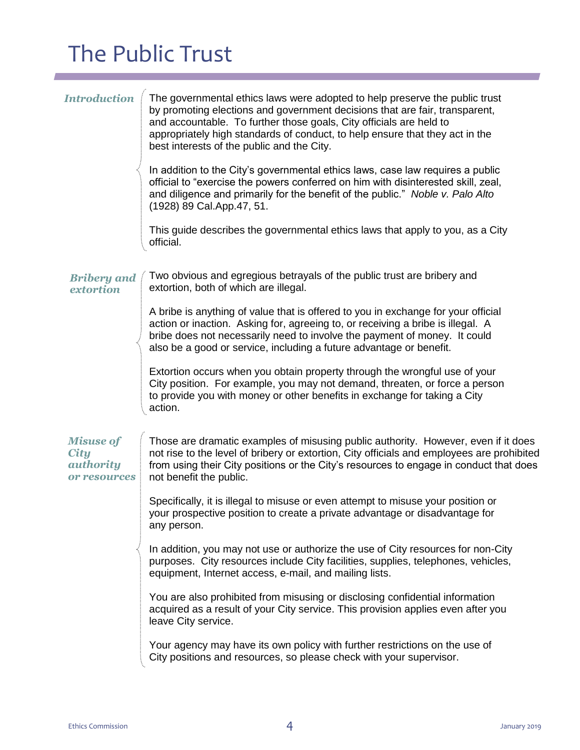# The Public Trust

### *Introduction*

The governmental ethics laws were adopted to help preserve the public trust by promoting elections and government decisions that are fair, transparent, and accountable. To further those goals, City officials are held to appropriately high standards of conduct, to help ensure that they act in the best interests of the public and the City.

In addition to the City's governmental ethics laws, case law requires a public official to "exercise the powers conferred on him with disinterested skill, zeal, and diligence and primarily for the benefit of the public." *Noble v. Palo Alto* (1928) 89 Cal.App.47, 51.

This guide describes the governmental ethics laws that apply to you, as a City official.

### *Bribery and extortion*

Two obvious and egregious betrayals of the public trust are bribery and extortion, both of which are illegal.

A bribe is anything of value that is offered to you in exchange for your official action or inaction. Asking for, agreeing to, or receiving a bribe is illegal. A bribe does not necessarily need to involve the payment of money. It could also be a good or service, including a future advantage or benefit.

Extortion occurs when you obtain property through the wrongful use of your City position. For example, you may not demand, threaten, or force a person to provide you with money or other benefits in exchange for taking a City action.

### *Misuse of City authority or resources*

Those are dramatic examples of misusing public authority. However, even if it does not rise to the level of bribery or extortion, City officials and employees are prohibited from using their City positions or the City's resources to engage in conduct that does not benefit the public.

Specifically, it is illegal to misuse or even attempt to misuse your position or your prospective position to create a private advantage or disadvantage for any person.

In addition, you may not use or authorize the use of City resources for non-City purposes. City resources include City facilities, supplies, telephones, vehicles, equipment, Internet access, e-mail, and mailing lists.

You are also prohibited from misusing or disclosing confidential information acquired as a result of your City service. This provision applies even after you leave City service.

Your agency may have its own policy with further restrictions on the use of City positions and resources, so please check with your supervisor.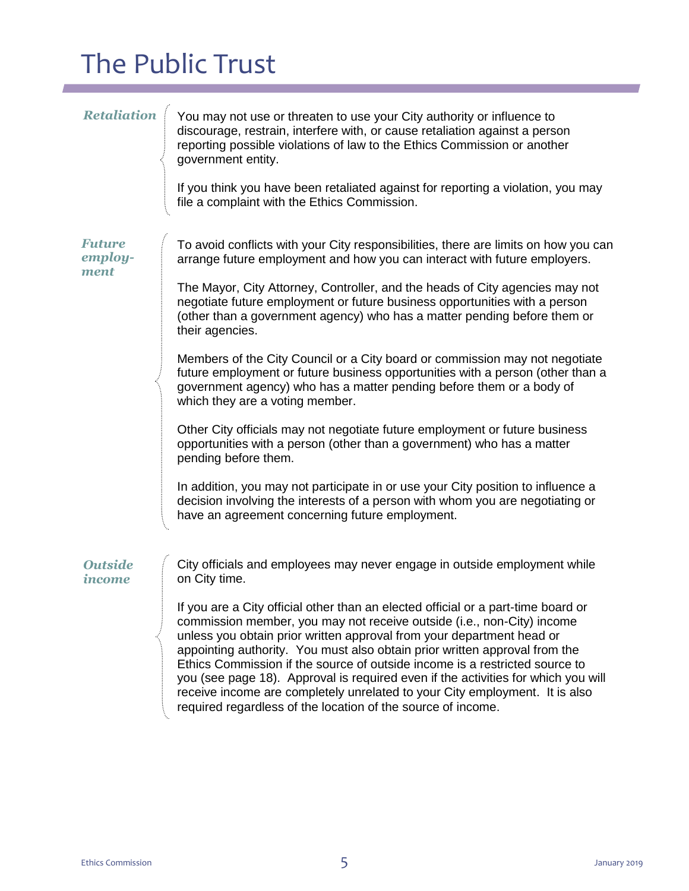# The Public Trust

### *Retaliation*

You may not use or threaten to use your City authority or influence to discourage, restrain, interfere with, or cause retaliation against a person reporting possible violations of law to the Ethics Commission or another government entity.

If you think you have been retaliated against for reporting a violation, you may file a complaint with the Ethics Commission.

### *Future employment*

To avoid conflicts with your City responsibilities, there are limits on how you can arrange future employment and how you can interact with future employers.

The Mayor, City Attorney, Controller, and the heads of City agencies may not negotiate future employment or future business opportunities with a person (other than a government agency) who has a matter pending before them or their agencies.

Members of the City Council or a City board or commission may not negotiate future employment or future business opportunities with a person (other than a government agency) who has a matter pending before them or a body of which they are a voting member.

Other City officials may not negotiate future employment or future business opportunities with a person (other than a government) who has a matter pending before them.

In addition, you may not participate in or use your City position to influence a decision involving the interests of a person with whom you are negotiating or have an agreement concerning future employment.

### *Outside income*

City officials and employees may never engage in outside employment while on City time.

If you are a City official other than an elected official or a part-time board or commission member, you may not receive outside (i.e., non-City) income unless you obtain prior written approval from your department head or appointing authority. You must also obtain prior written approval from the Ethics Commission if the source of outside income is a restricted source to you (see page 18). Approval is required even if the activities for which you will receive income are completely unrelated to your City employment. It is also required regardless of the location of the source of income.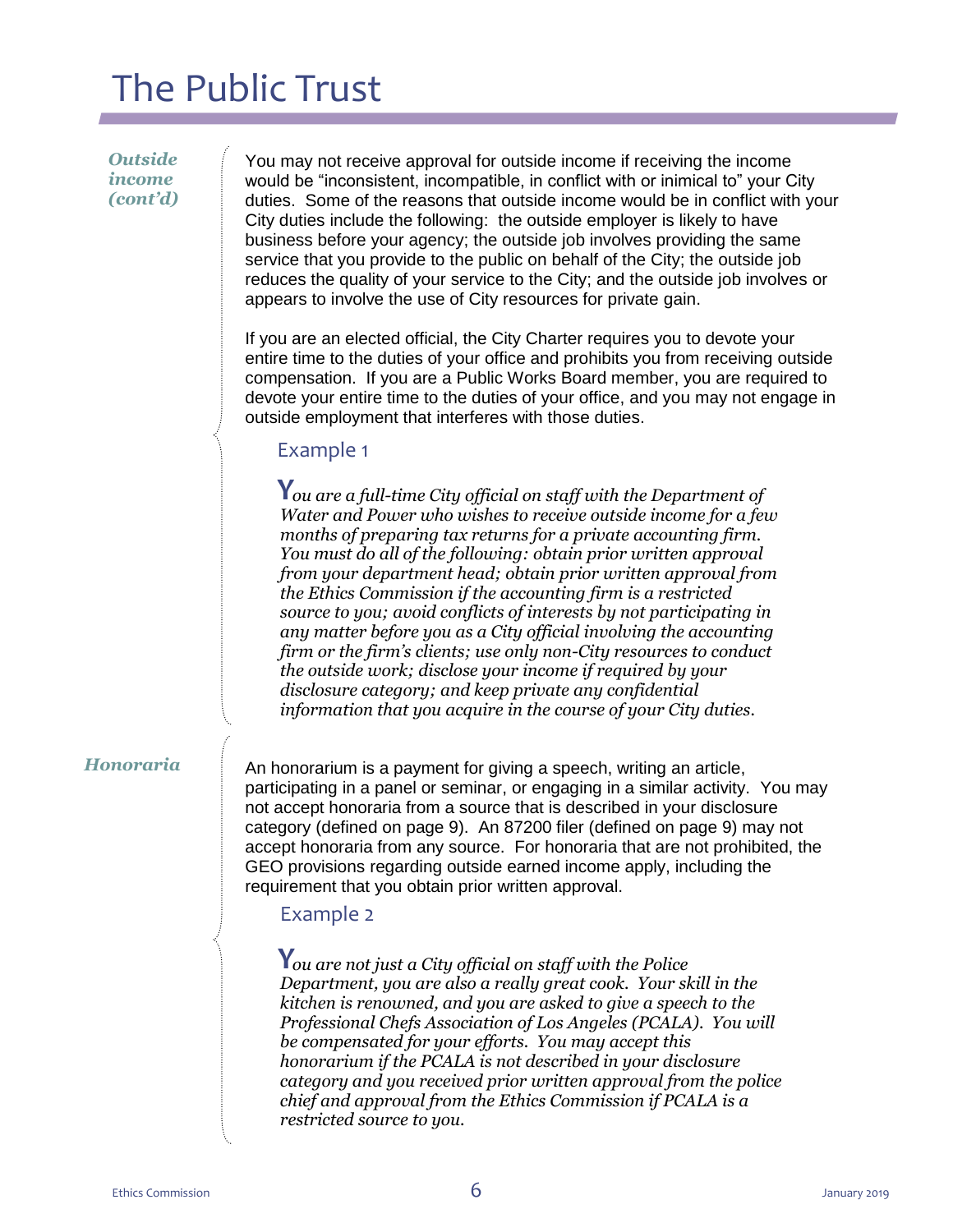# The Public Trust

***Outside income (cont'd)***

You may not receive approval for outside income if receiving the income would be "inconsistent, incompatible, in conflict with or inimical to" your City duties. Some of the reasons that outside income would be in conflict with your City duties include the following: the outside employer is likely to have business before your agency; the outside job involves providing the same service that you provide to the public on behalf of the City; the outside job reduces the quality of your service to the City; and the outside job involves or appears to involve the use of City resources for private gain.

If you are an elected official, the City Charter requires you to devote your entire time to the duties of your office and prohibits you from receiving outside compensation. If you are a Public Works Board member, you are required to devote your entire time to the duties of your office, and you may not engage in outside employment that interferes with those duties.

### Example 1

*You are a full-time City official on staff with the Department of Water and Power who wishes to receive outside income for a few months of preparing tax returns for a private accounting firm. You must do all of the following: obtain prior written approval from your department head; obtain prior written approval from the Ethics Commission if the accounting firm is a restricted source to you; avoid conflicts of interests by not participating in any matter before you as a City official involving the accounting firm or the firm's clients; use only non-City resources to conduct the outside work; disclose your income if required by your disclosure category; and keep private any confidential information that you acquire in the course of your City duties.*

***Honoraria***

An honorarium is a payment for giving a speech, writing an article, participating in a panel or seminar, or engaging in a similar activity. You may not accept honoraria from a source that is described in your disclosure category (defined on page 9). An 87200 filer (defined on page 9) may not accept honoraria from any source. For honoraria that are not prohibited, the GEO provisions regarding outside earned income apply, including the requirement that you obtain prior written approval.

### Example 2

*You are not just a City official on staff with the Police Department, you are also a really great cook. Your skill in the kitchen is renowned, and you are asked to give a speech to the Professional Chefs Association of Los Angeles (PCALA). You will be compensated for your efforts. You may accept this honorarium if the PCALA is not described in your disclosure category and you received prior written approval from the police chief and approval from the Ethics Commission if PCALA is a restricted source to you.*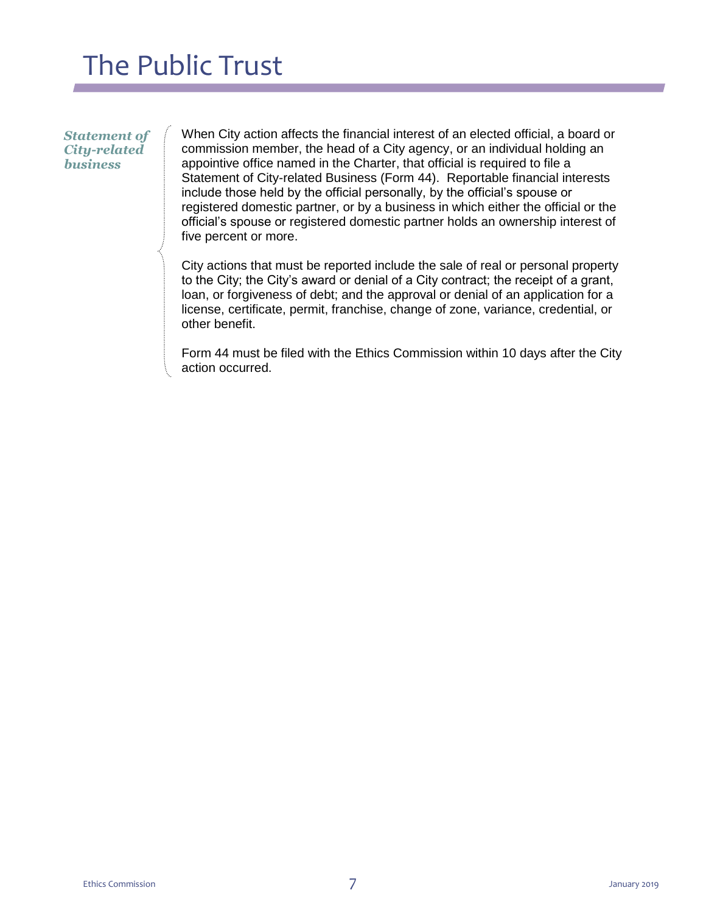# The Public Trust

***Statement of City-related business***

When City action affects the financial interest of an elected official, a board or commission member, the head of a City agency, or an individual holding an appointive office named in the Charter, that official is required to file a Statement of City-related Business (Form 44). Reportable financial interests include those held by the official personally, by the official's spouse or registered domestic partner, or by a business in which either the official or the official's spouse or registered domestic partner holds an ownership interest of five percent or more.

City actions that must be reported include the sale of real or personal property to the City; the City's award or denial of a City contract; the receipt of a grant, loan, or forgiveness of debt; and the approval or denial of an application for a license, certificate, permit, franchise, change of zone, variance, credential, or other benefit.

Form 44 must be filed with the Ethics Commission within 10 days after the City action occurred.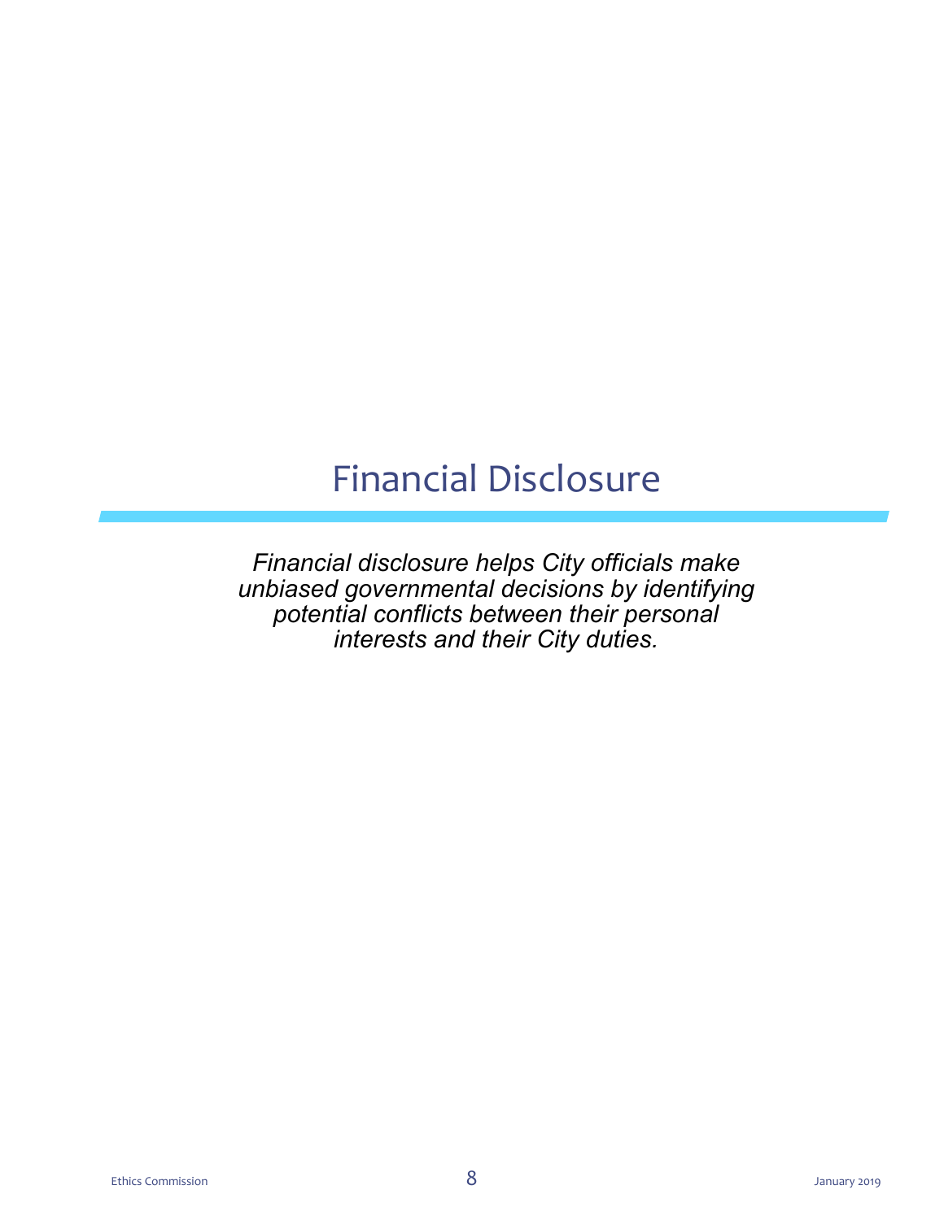# Financial Disclosure

*Financial disclosure helps City officials make unbiased governmental decisions by identifying potential conflicts between their personal interests and their City duties.*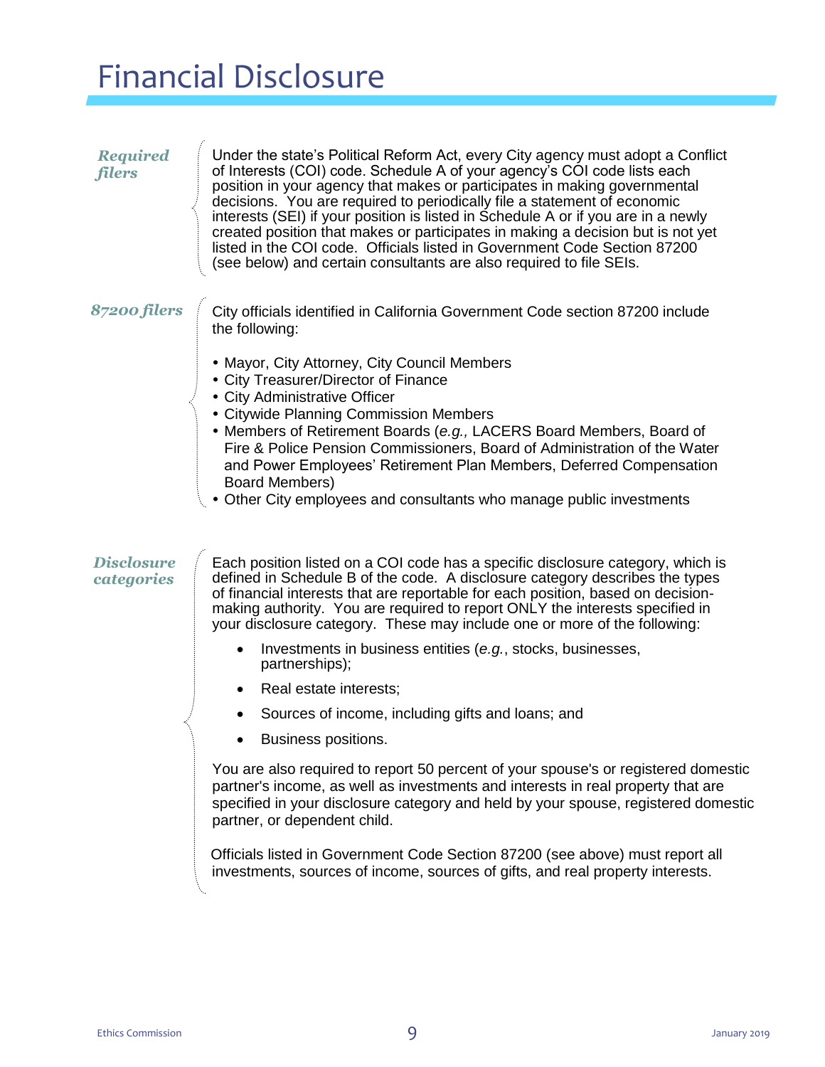# Financial Disclosure

***Required filers***

Under the state's Political Reform Act, every City agency must adopt a Conflict of Interests (COI) code. Schedule A of your agency's COI code lists each position in your agency that makes or participates in making governmental decisions. You are required to periodically file a statement of economic interests (SEI) if your position is listed in Schedule A or if you are in a newly created position that makes or participates in making a decision but is not yet listed in the COI code. Officials listed in Government Code Section 87200 (see below) and certain consultants are also required to file SEIs.

***87200 filers***

City officials identified in California Government Code section 87200 include the following:

- Mayor, City Attorney, City Council Members
- City Treasurer/Director of Finance
- City Administrative Officer
- Citywide Planning Commission Members
- Members of Retirement Boards (*e.g.,* LACERS Board Members, Board of Fire & Police Pension Commissioners, Board of Administration of the Water and Power Employees' Retirement Plan Members, Deferred Compensation Board Members)
- Other City employees and consultants who manage public investments

***Disclosure categories***

Each position listed on a COI code has a specific disclosure category, which is defined in Schedule B of the code. A disclosure category describes the types of financial interests that are reportable for each position, based on decision-making authority. You are required to report ONLY the interests specified in your disclosure category. These may include one or more of the following:

- Investments in business entities (*e.g.*, stocks, businesses, partnerships);
- Real estate interests;
- Sources of income, including gifts and loans; and
- Business positions.

You are also required to report 50 percent of your spouse's or registered domestic partner's income, as well as investments and interests in real property that are specified in your disclosure category and held by your spouse, registered domestic partner, or dependent child.

Officials listed in Government Code Section 87200 (see above) must report all investments, sources of income, sources of gifts, and real property interests.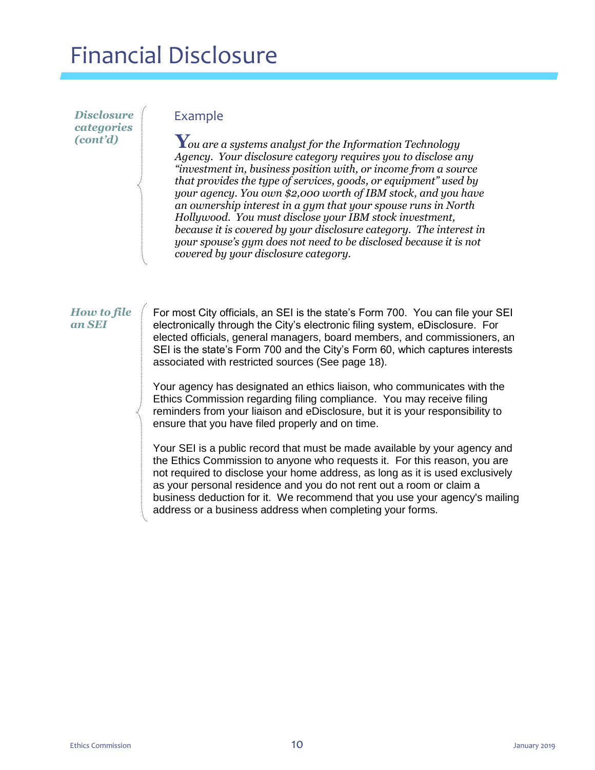# Financial Disclosure

***Disclosure categories (cont'd)***

### Example

*You are a systems analyst for the Information Technology Agency. Your disclosure category requires you to disclose any "investment in, business position with, or income from a source that provides the type of services, goods, or equipment" used by your agency. You own $2,000 worth of IBM stock, and you have an ownership interest in a gym that your spouse runs in North Hollywood. You must disclose your IBM stock investment, because it is covered by your disclosure category. The interest in your spouse's gym does not need to be disclosed because it is not covered by your disclosure category.*

***How to file an SEI***

For most City officials, an SEI is the state's Form 700. You can file your SEI electronically through the City's electronic filing system, eDisclosure. For elected officials, general managers, board members, and commissioners, an SEI is the state's Form 700 and the City's Form 60, which captures interests associated with restricted sources (See page 18).

Your agency has designated an ethics liaison, who communicates with the Ethics Commission regarding filing compliance. You may receive filing reminders from your liaison and eDisclosure, but it is your responsibility to ensure that you have filed properly and on time.

Your SEI is a public record that must be made available by your agency and the Ethics Commission to anyone who requests it. For this reason, you are not required to disclose your home address, as long as it is used exclusively as your personal residence and you do not rent out a room or claim a business deduction for it. We recommend that you use your agency's mailing address or a business address when completing your forms.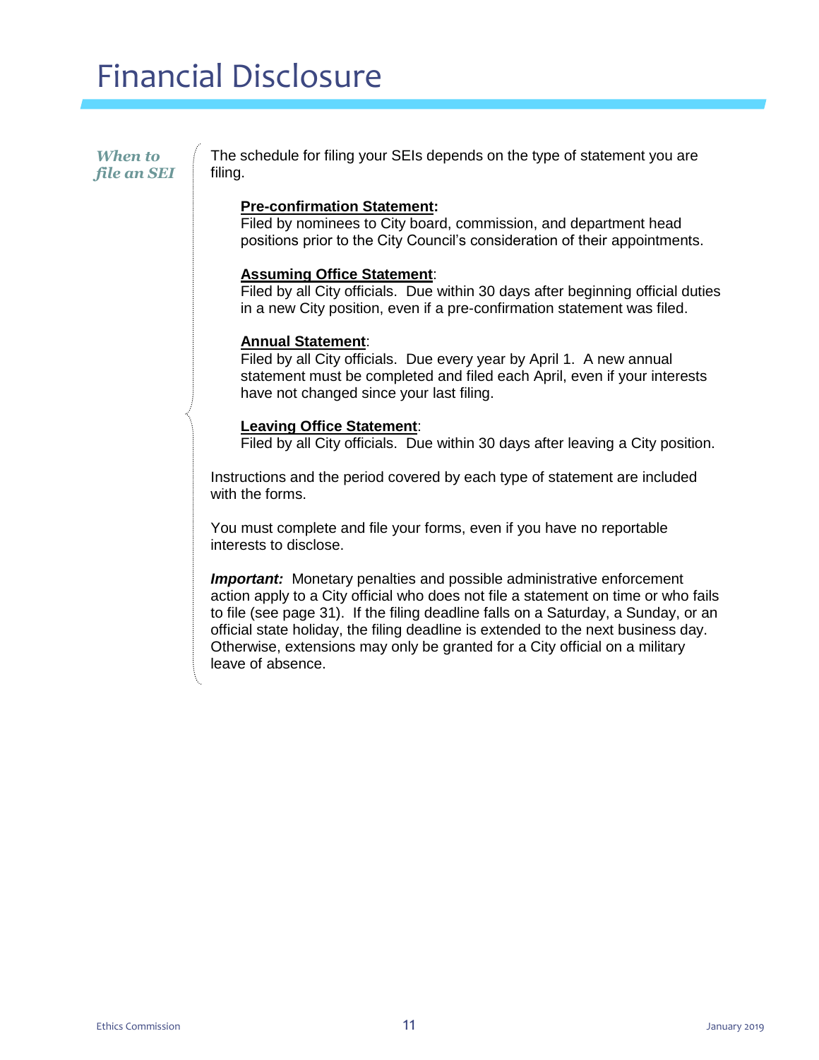# Financial Disclosure

*When to file an SEI*

The schedule for filing your SEIs depends on the type of statement you are filing.

**Pre-confirmation Statement:**
Filed by nominees to City board, commission, and department head positions prior to the City Council's consideration of their appointments.

**Assuming Office Statement**:
Filed by all City officials. Due within 30 days after beginning official duties in a new City position, even if a pre-confirmation statement was filed.

**Annual Statement**:
Filed by all City officials. Due every year by April 1. A new annual statement must be completed and filed each April, even if your interests have not changed since your last filing.

**Leaving Office Statement**:
Filed by all City officials. Due within 30 days after leaving a City position.

Instructions and the period covered by each type of statement are included with the forms.

You must complete and file your forms, even if you have no reportable interests to disclose.

***Important:*** Monetary penalties and possible administrative enforcement action apply to a City official who does not file a statement on time or who fails to file (see page 31). If the filing deadline falls on a Saturday, a Sunday, or an official state holiday, the filing deadline is extended to the next business day. Otherwise, extensions may only be granted for a City official on a military leave of absence.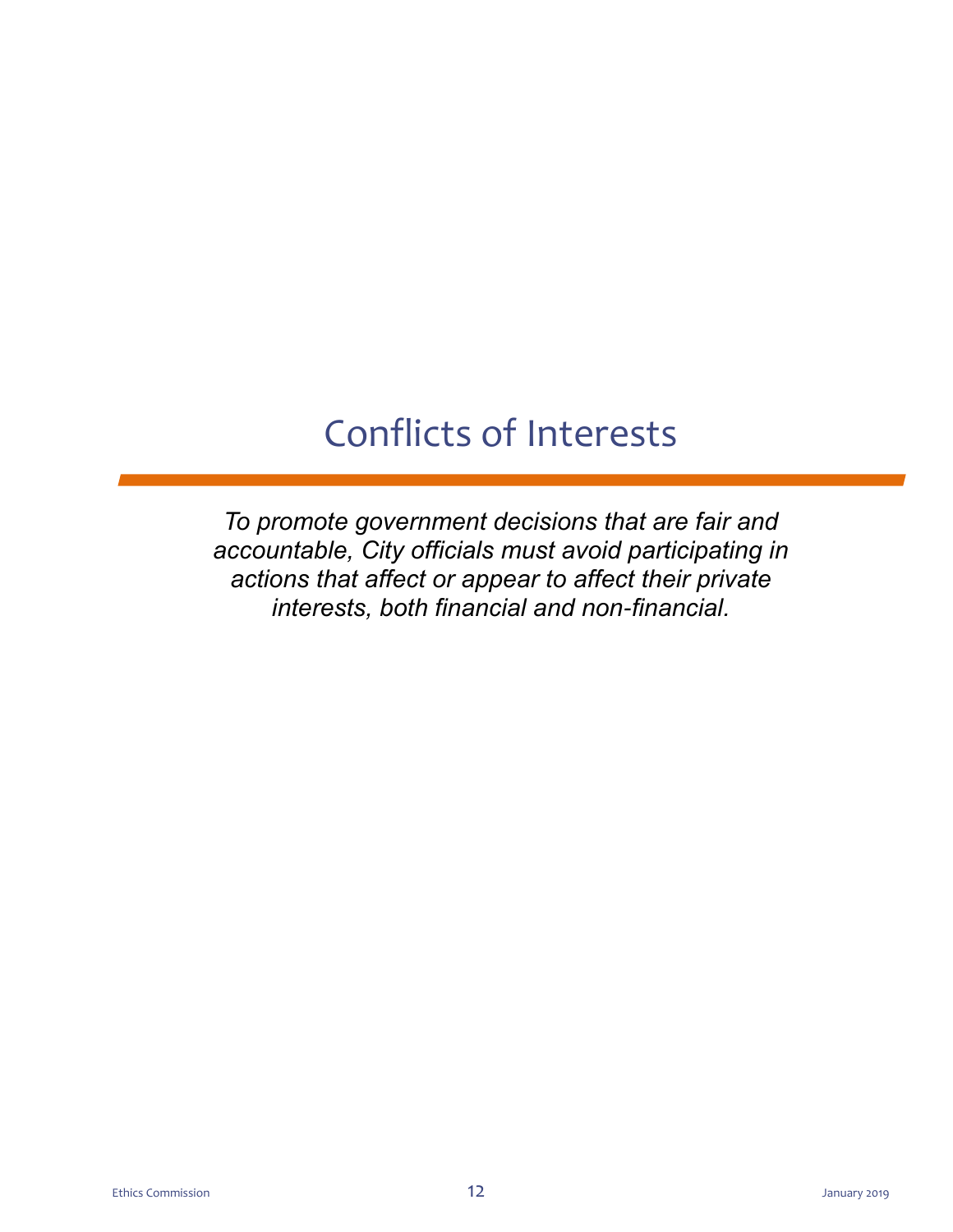# Conflicts of Interests

*To promote government decisions that are fair and accountable, City officials must avoid participating in actions that affect or appear to affect their private interests, both financial and non-financial.*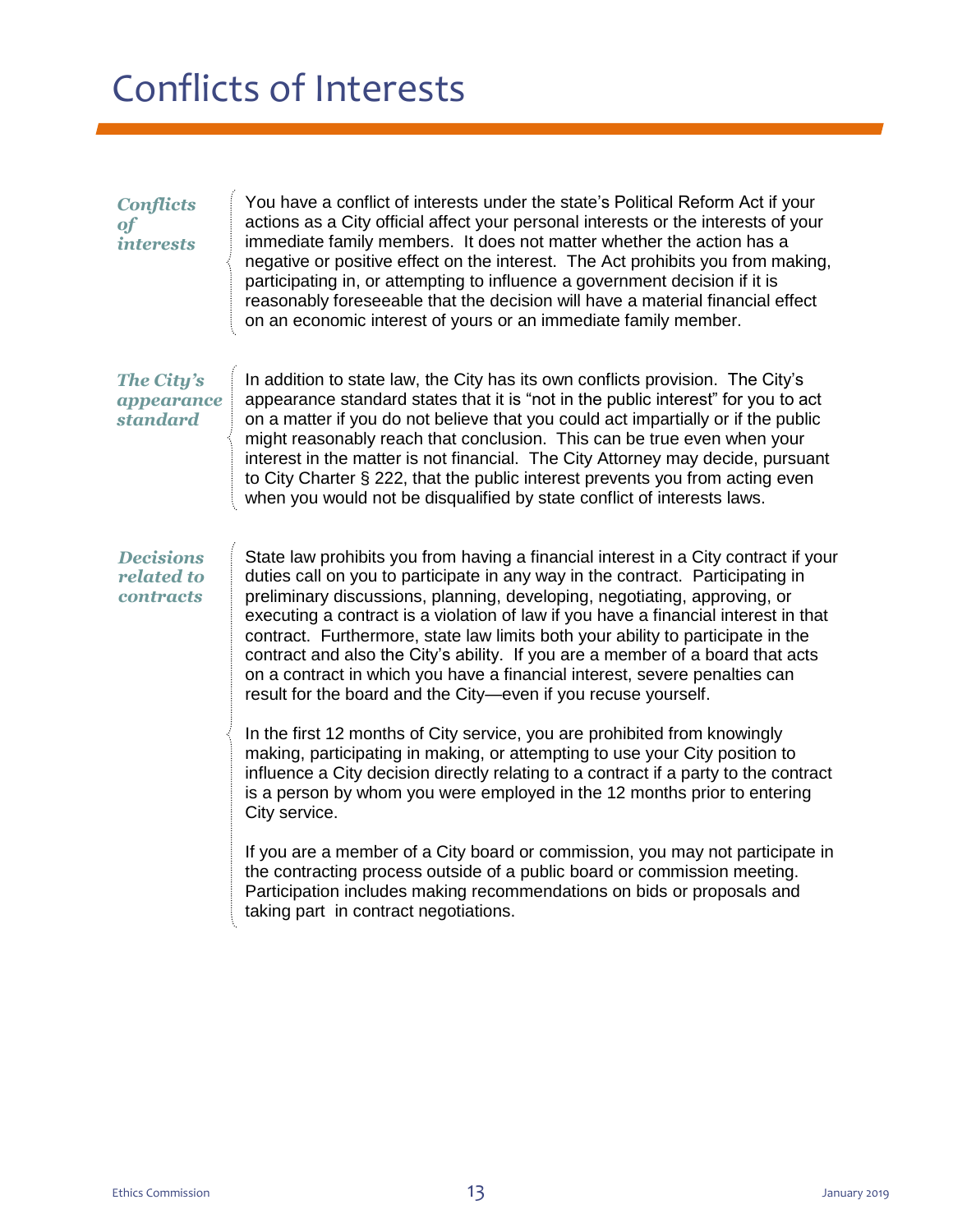# Conflicts of Interests

***Conflicts of interests***

You have a conflict of interests under the state's Political Reform Act if your actions as a City official affect your personal interests or the interests of your immediate family members. It does not matter whether the action has a negative or positive effect on the interest. The Act prohibits you from making, participating in, or attempting to influence a government decision if it is reasonably foreseeable that the decision will have a material financial effect on an economic interest of yours or an immediate family member.

***The City's appearance standard***

In addition to state law, the City has its own conflicts provision. The City's appearance standard states that it is "not in the public interest" for you to act on a matter if you do not believe that you could act impartially or if the public might reasonably reach that conclusion. This can be true even when your interest in the matter is not financial. The City Attorney may decide, pursuant to City Charter § 222, that the public interest prevents you from acting even when you would not be disqualified by state conflict of interests laws.

***Decisions related to contracts***

State law prohibits you from having a financial interest in a City contract if your duties call on you to participate in any way in the contract. Participating in preliminary discussions, planning, developing, negotiating, approving, or executing a contract is a violation of law if you have a financial interest in that contract. Furthermore, state law limits both your ability to participate in the contract and also the City's ability. If you are a member of a board that acts on a contract in which you have a financial interest, severe penalties can result for the board and the City—even if you recuse yourself.

In the first 12 months of City service, you are prohibited from knowingly making, participating in making, or attempting to use your City position to influence a City decision directly relating to a contract if a party to the contract is a person by whom you were employed in the 12 months prior to entering City service.

If you are a member of a City board or commission, you may not participate in the contracting process outside of a public board or commission meeting. Participation includes making recommendations on bids or proposals and taking part in contract negotiations.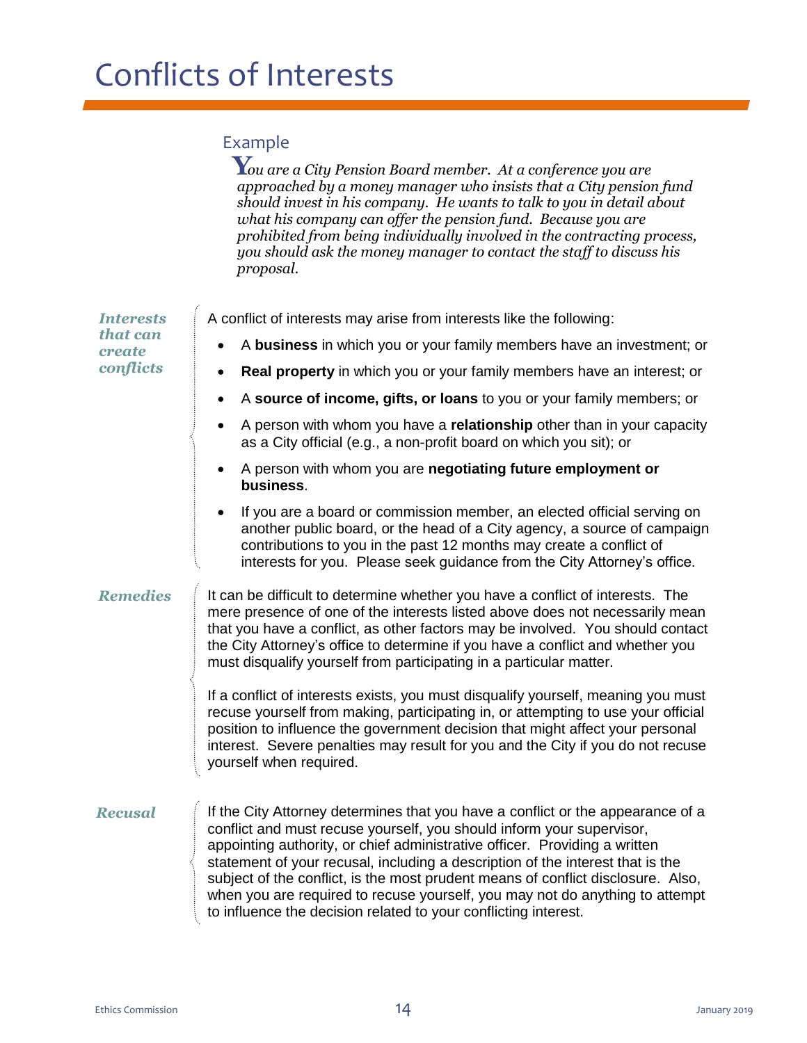# Conflicts of Interests

## Example

*You are a City Pension Board member. At a conference you are approached by a money manager who insists that a City pension fund should invest in his company. He wants to talk to you in detail about what his company can offer the pension fund. Because you are prohibited from being individually involved in the contracting process, you should ask the money manager to contact the staff to discuss his proposal.*

***Interests that can create conflicts***

A conflict of interests may arise from interests like the following:

- A **business** in which you or your family members have an investment; or
- **Real property** in which you or your family members have an interest; or
- A **source of income, gifts, or loans** to you or your family members; or
- A person with whom you have a **relationship** other than in your capacity as a City official (e.g., a non-profit board on which you sit); or
- A person with whom you are **negotiating future employment or business**.
- If you are a board or commission member, an elected official serving on another public board, or the head of a City agency, a source of campaign contributions to you in the past 12 months may create a conflict of interests for you. Please seek guidance from the City Attorney's office.

***Remedies***

It can be difficult to determine whether you have a conflict of interests. The mere presence of one of the interests listed above does not necessarily mean that you have a conflict, as other factors may be involved. You should contact the City Attorney's office to determine if you have a conflict and whether you must disqualify yourself from participating in a particular matter.

If a conflict of interests exists, you must disqualify yourself, meaning you must recuse yourself from making, participating in, or attempting to use your official position to influence the government decision that might affect your personal interest. Severe penalties may result for you and the City if you do not recuse yourself when required.

***Recusal***

If the City Attorney determines that you have a conflict or the appearance of a conflict and must recuse yourself, you should inform your supervisor, appointing authority, or chief administrative officer. Providing a written statement of your recusal, including a description of the interest that is the subject of the conflict, is the most prudent means of conflict disclosure. Also, when you are required to recuse yourself, you may not do anything to attempt to influence the decision related to your conflicting interest.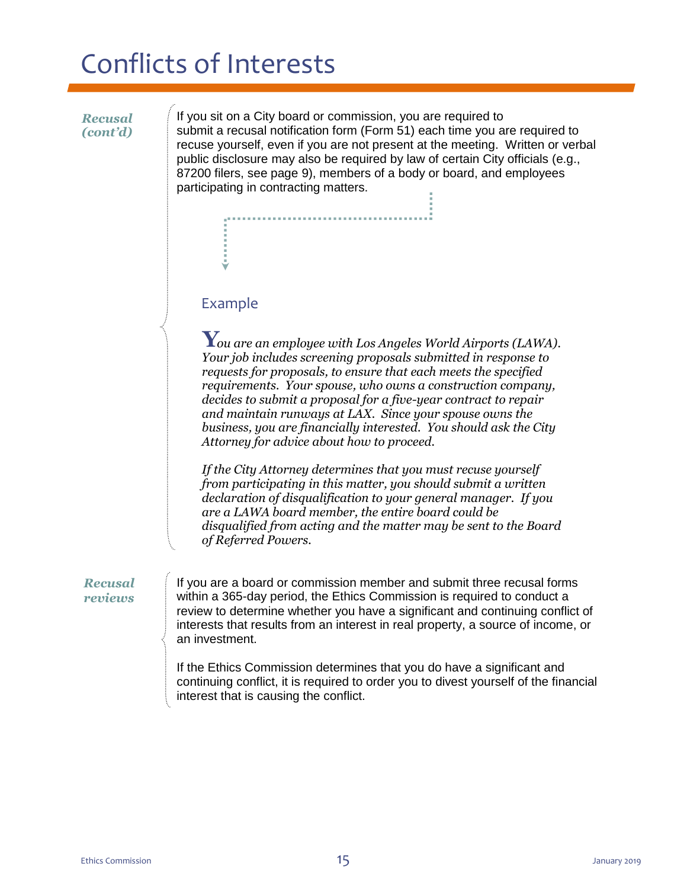# Conflicts of Interests

***Recusal (cont'd)***

If you sit on a City board or commission, you are required to submit a recusal notification form (Form 51) each time you are required to recuse yourself, even if you are not present at the meeting. Written or verbal public disclosure may also be required by law of certain City officials (e.g., 87200 filers, see page 9), members of a body or board, and employees participating in contracting matters.

### Example

*You are an employee with Los Angeles World Airports (LAWA). Your job includes screening proposals submitted in response to requests for proposals, to ensure that each meets the specified requirements. Your spouse, who owns a construction company, decides to submit a proposal for a five-year contract to repair and maintain runways at LAX. Since your spouse owns the business, you are financially interested. You should ask the City Attorney for advice about how to proceed.*

*If the City Attorney determines that you must recuse yourself from participating in this matter, you should submit a written declaration of disqualification to your general manager. If you are a LAWA board member, the entire board could be disqualified from acting and the matter may be sent to the Board of Referred Powers.*

***Recusal reviews***

If you are a board or commission member and submit three recusal forms within a 365-day period, the Ethics Commission is required to conduct a review to determine whether you have a significant and continuing conflict of interests that results from an interest in real property, a source of income, or an investment.

If the Ethics Commission determines that you do have a significant and continuing conflict, it is required to order you to divest yourself of the financial interest that is causing the conflict.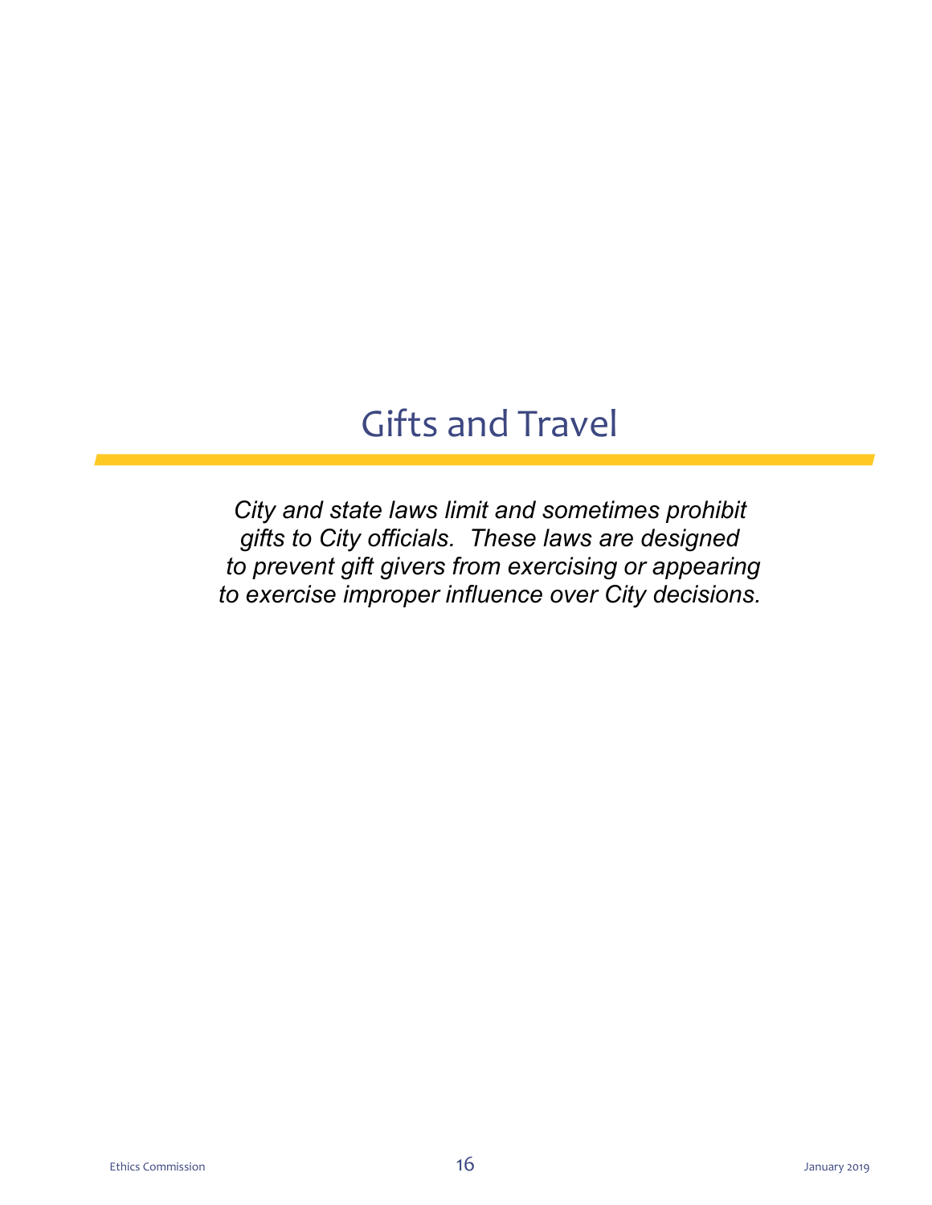# Gifts and Travel

*City and state laws limit and sometimes prohibit gifts to City officials. These laws are designed to prevent gift givers from exercising or appearing to exercise improper influence over City decisions.*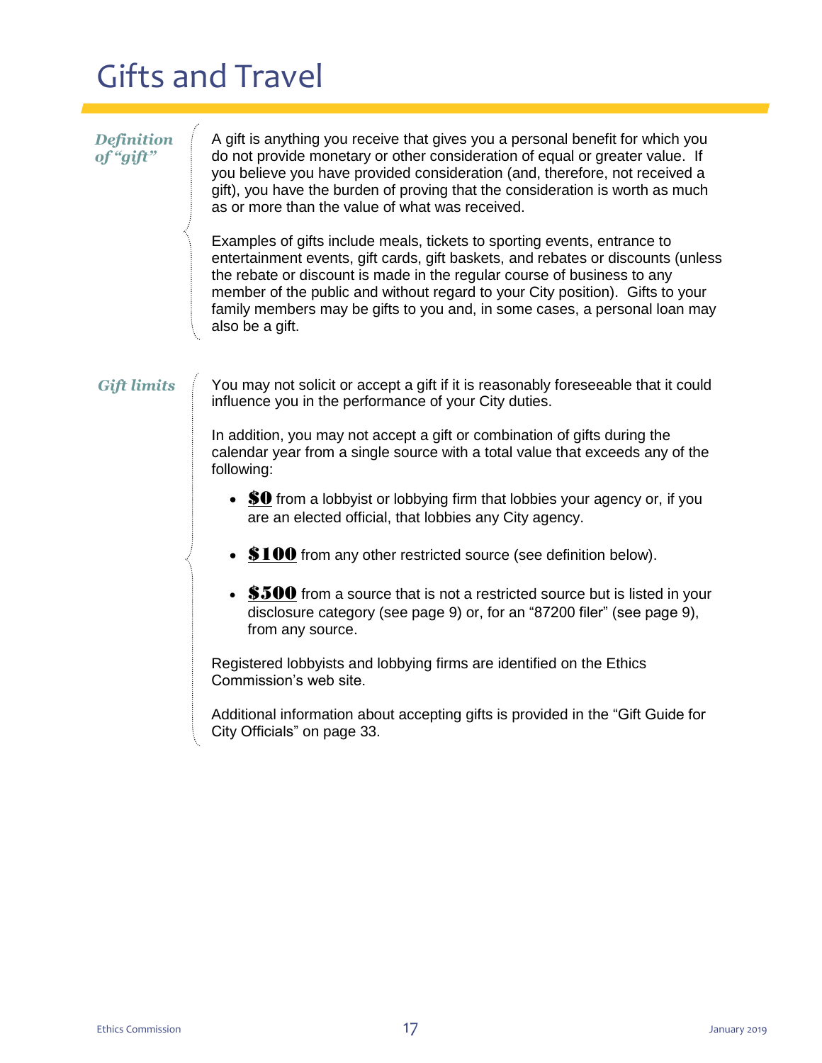# Gifts and Travel

***Definition of "gift"***

A gift is anything you receive that gives you a personal benefit for which you do not provide monetary or other consideration of equal or greater value. If you believe you have provided consideration (and, therefore, not received a gift), you have the burden of proving that the consideration is worth as much as or more than the value of what was received.

Examples of gifts include meals, tickets to sporting events, entrance to entertainment events, gift cards, gift baskets, and rebates or discounts (unless the rebate or discount is made in the regular course of business to any member of the public and without regard to your City position). Gifts to your family members may be gifts to you and, in some cases, a personal loan may also be a gift.

***Gift limits***

You may not solicit or accept a gift if it is reasonably foreseeable that it could influence you in the performance of your City duties.

In addition, you may not accept a gift or combination of gifts during the calendar year from a single source with a total value that exceeds any of the following:

- **$0** from a lobbyist or lobbying firm that lobbies your agency or, if you are an elected official, that lobbies any City agency.
- **$100** from any other restricted source (see definition below).
- **$500** from a source that is not a restricted source but is listed in your disclosure category (see page 9) or, for an "87200 filer" (see page 9), from any source.

Registered lobbyists and lobbying firms are identified on the Ethics Commission's web site.

Additional information about accepting gifts is provided in the "Gift Guide for City Officials" on page 33.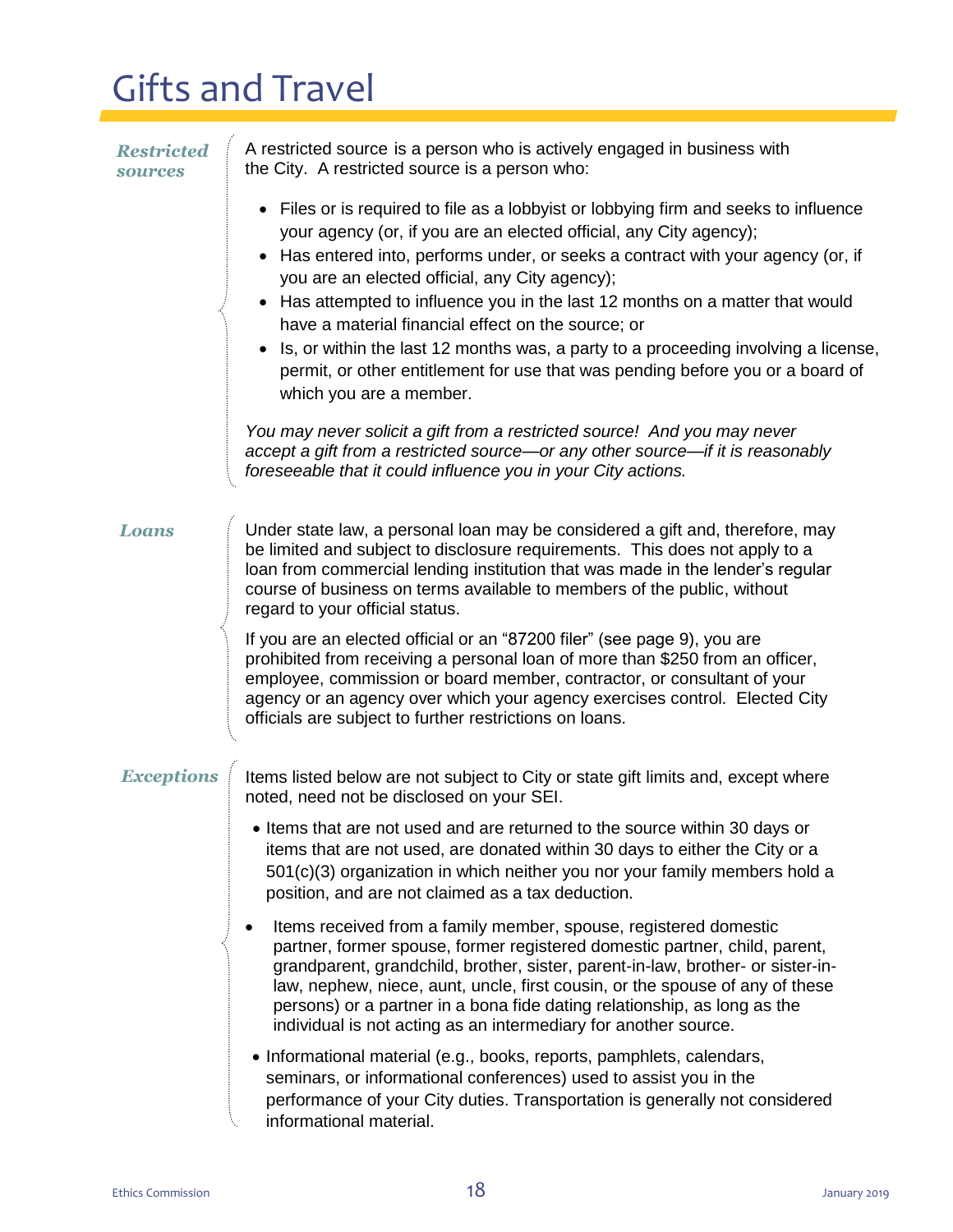# Gifts and Travel

***Restricted sources***

A restricted source is a person who is actively engaged in business with the City. A restricted source is a person who:

- Files or is required to file as a lobbyist or lobbying firm and seeks to influence your agency (or, if you are an elected official, any City agency);
- Has entered into, performs under, or seeks a contract with your agency (or, if you are an elected official, any City agency);
- Has attempted to influence you in the last 12 months on a matter that would have a material financial effect on the source; or
- Is, or within the last 12 months was, a party to a proceeding involving a license, permit, or other entitlement for use that was pending before you or a board of which you are a member.

*You may never solicit a gift from a restricted source! And you may never accept a gift from a restricted source—or any other source—if it is reasonably foreseeable that it could influence you in your City actions.*

***Loans***

Under state law, a personal loan may be considered a gift and, therefore, may be limited and subject to disclosure requirements. This does not apply to a loan from commercial lending institution that was made in the lender's regular course of business on terms available to members of the public, without regard to your official status.

If you are an elected official or an "87200 filer" (see page 9), you are prohibited from receiving a personal loan of more than $250 from an officer, employee, commission or board member, contractor, or consultant of your agency or an agency over which your agency exercises control. Elected City officials are subject to further restrictions on loans.

***Exceptions***

Items listed below are not subject to City or state gift limits and, except where noted, need not be disclosed on your SEI.

- Items that are not used and are returned to the source within 30 days or items that are not used, are donated within 30 days to either the City or a 501(c)(3) organization in which neither you nor your family members hold a position, and are not claimed as a tax deduction.
- Items received from a family member, spouse, registered domestic partner, former spouse, former registered domestic partner, child, parent, grandparent, grandchild, brother, sister, parent-in-law, brother- or sister-in-law, nephew, niece, aunt, uncle, first cousin, or the spouse of any of these persons) or a partner in a bona fide dating relationship, as long as the individual is not acting as an intermediary for another source.
- Informational material (e.g., books, reports, pamphlets, calendars, seminars, or informational conferences) used to assist you in the performance of your City duties. Transportation is generally not considered informational material.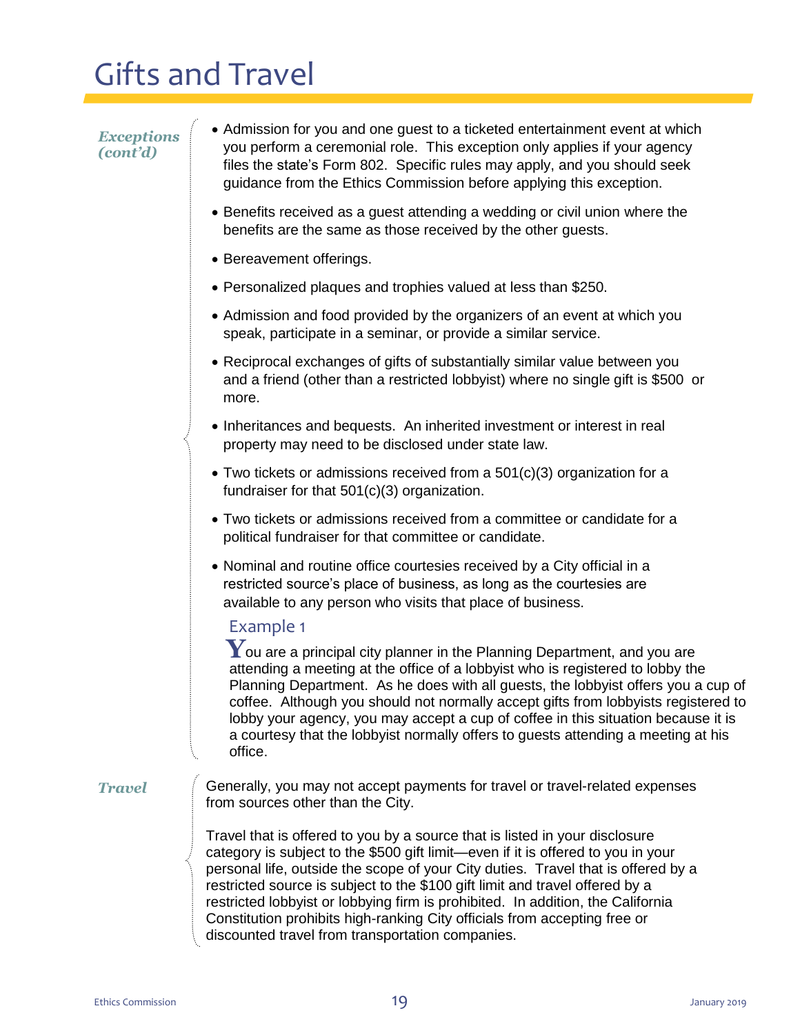# Gifts and Travel

***Exceptions (cont'd)***

- Admission for you and one guest to a ticketed entertainment event at which you perform a ceremonial role. This exception only applies if your agency files the state's Form 802. Specific rules may apply, and you should seek guidance from the Ethics Commission before applying this exception.
- Benefits received as a guest attending a wedding or civil union where the benefits are the same as those received by the other guests.
- Bereavement offerings.
- Personalized plaques and trophies valued at less than $250.
- Admission and food provided by the organizers of an event at which you speak, participate in a seminar, or provide a similar service.
- Reciprocal exchanges of gifts of substantially similar value between you and a friend (other than a restricted lobbyist) where no single gift is $500 or more.
- Inheritances and bequests. An inherited investment or interest in real property may need to be disclosed under state law.
- Two tickets or admissions received from a 501(c)(3) organization for a fundraiser for that 501(c)(3) organization.
- Two tickets or admissions received from a committee or candidate for a political fundraiser for that committee or candidate.
- Nominal and routine office courtesies received by a City official in a restricted source's place of business, as long as the courtesies are available to any person who visits that place of business.

### Example 1

You are a principal city planner in the Planning Department, and you are attending a meeting at the office of a lobbyist who is registered to lobby the Planning Department. As he does with all guests, the lobbyist offers you a cup of coffee. Although you should not normally accept gifts from lobbyists registered to lobby your agency, you may accept a cup of coffee in this situation because it is a courtesy that the lobbyist normally offers to guests attending a meeting at his office.

***Travel***

Generally, you may not accept payments for travel or travel-related expenses from sources other than the City.

Travel that is offered to you by a source that is listed in your disclosure category is subject to the $500 gift limit—even if it is offered to you in your personal life, outside the scope of your City duties. Travel that is offered by a restricted source is subject to the $100 gift limit and travel offered by a restricted lobbyist or lobbying firm is prohibited. In addition, the California Constitution prohibits high-ranking City officials from accepting free or discounted travel from transportation companies.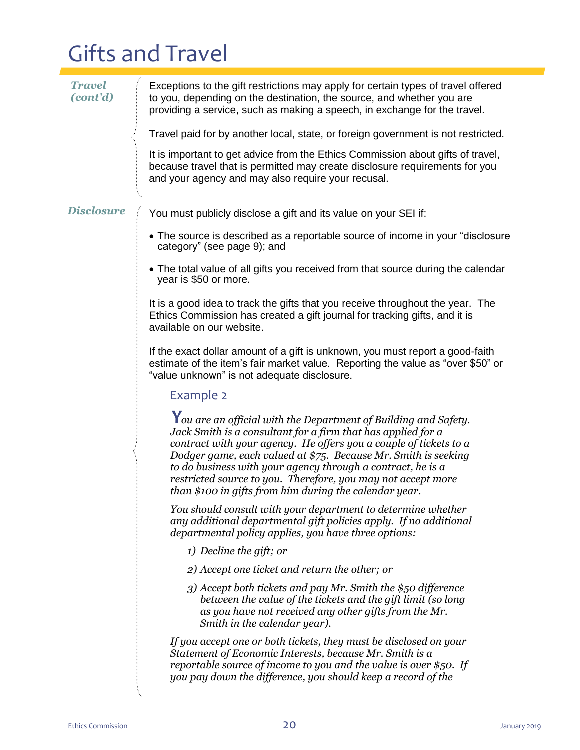# Gifts and Travel

***Travel (cont'd)***

Exceptions to the gift restrictions may apply for certain types of travel offered to you, depending on the destination, the source, and whether you are providing a service, such as making a speech, in exchange for the travel.

Travel paid for by another local, state, or foreign government is not restricted.

It is important to get advice from the Ethics Commission about gifts of travel, because travel that is permitted may create disclosure requirements for you and your agency and may also require your recusal.

***Disclosure***

You must publicly disclose a gift and its value on your SEI if:

- The source is described as a reportable source of income in your "disclosure category" (see page 9); and
- The total value of all gifts you received from that source during the calendar year is $50 or more.

It is a good idea to track the gifts that you receive throughout the year. The Ethics Commission has created a gift journal for tracking gifts, and it is available on our website.

If the exact dollar amount of a gift is unknown, you must report a good-faith estimate of the item's fair market value. Reporting the value as "over $50" or "value unknown" is not adequate disclosure.

### Example 2

*You are an official with the Department of Building and Safety. Jack Smith is a consultant for a firm that has applied for a contract with your agency. He offers you a couple of tickets to a Dodger game, each valued at $75. Because Mr. Smith is seeking to do business with your agency through a contract, he is a restricted source to you. Therefore, you may not accept more than $100 in gifts from him during the calendar year.*

*You should consult with your department to determine whether any additional departmental gift policies apply. If no additional departmental policy applies, you have three options:*

*1) Decline the gift; or*

*2) Accept one ticket and return the other; or*

*3) Accept both tickets and pay Mr. Smith the $50 difference between the value of the tickets and the gift limit (so long as you have not received any other gifts from the Mr. Smith in the calendar year).*

*If you accept one or both tickets, they must be disclosed on your Statement of Economic Interests, because Mr. Smith is a reportable source of income to you and the value is over $50. If you pay down the difference, you should keep a record of the*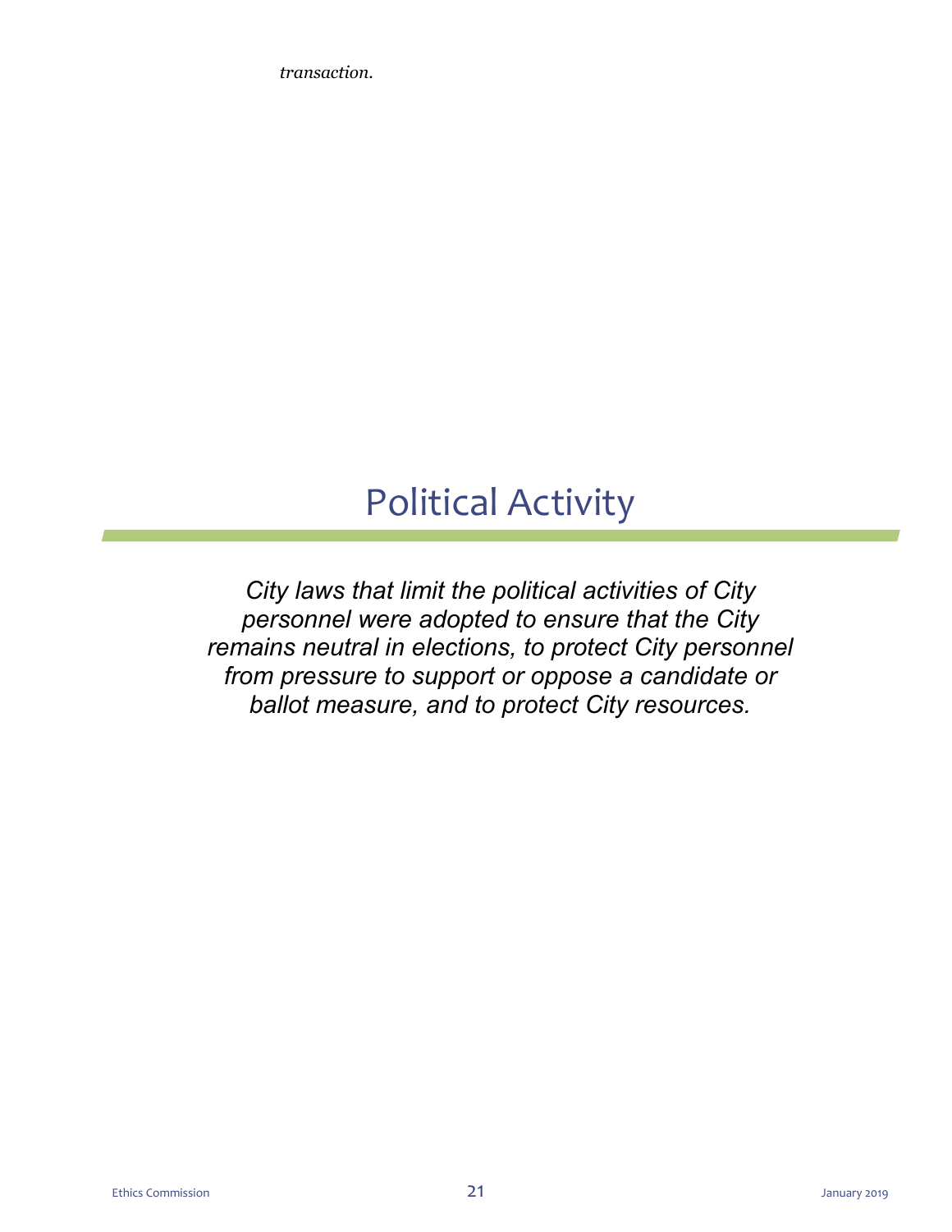*transaction.*

# Political Activity

*City laws that limit the political activities of City personnel were adopted to ensure that the City remains neutral in elections, to protect City personnel from pressure to support or oppose a candidate or ballot measure, and to protect City resources.*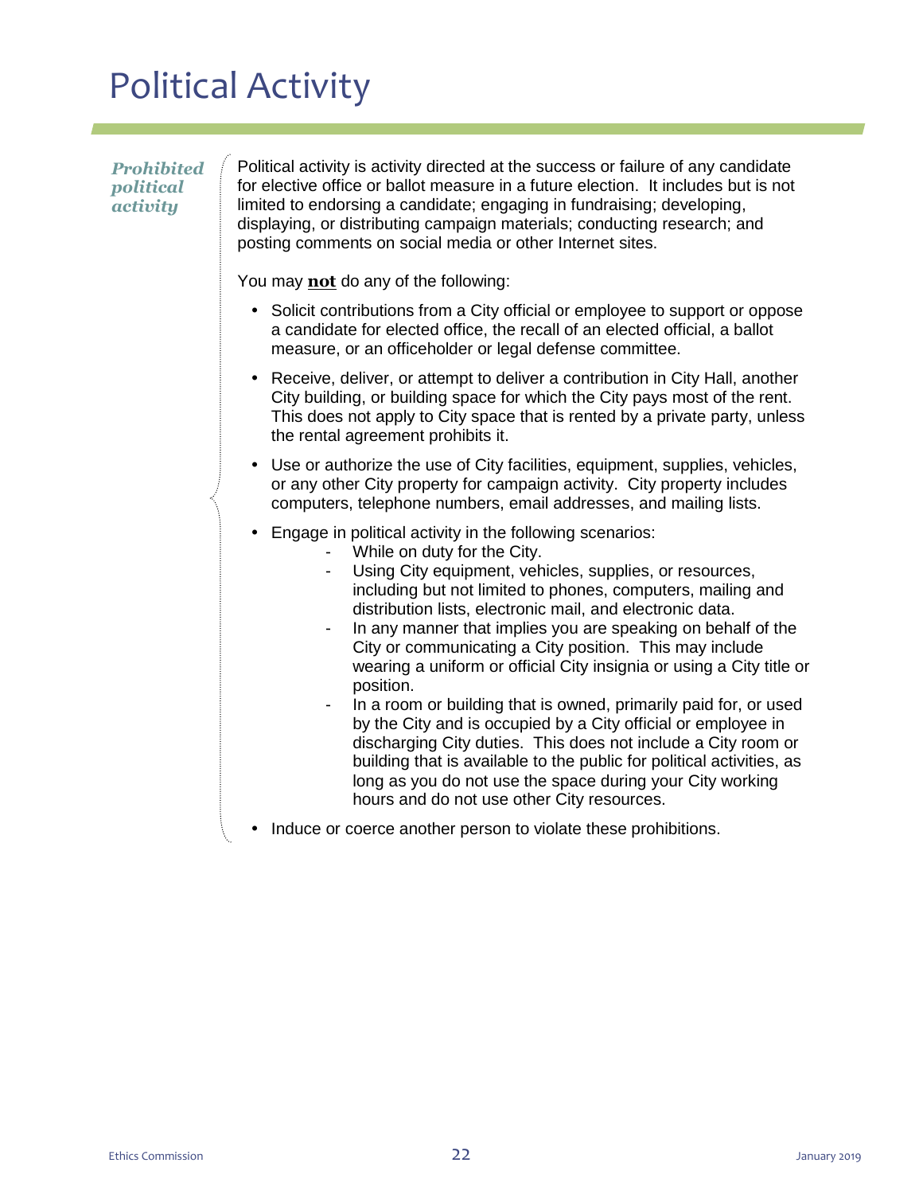# Political Activity

***Prohibited political activity***

Political activity is activity directed at the success or failure of any candidate for elective office or ballot measure in a future election. It includes but is not limited to endorsing a candidate; engaging in fundraising; developing, displaying, or distributing campaign materials; conducting research; and posting comments on social media or other Internet sites.

You may **not** do any of the following:

- Solicit contributions from a City official or employee to support or oppose a candidate for elected office, the recall of an elected official, a ballot measure, or an officeholder or legal defense committee.
- Receive, deliver, or attempt to deliver a contribution in City Hall, another City building, or building space for which the City pays most of the rent. This does not apply to City space that is rented by a private party, unless the rental agreement prohibits it.
- Use or authorize the use of City facilities, equipment, supplies, vehicles, or any other City property for campaign activity. City property includes computers, telephone numbers, email addresses, and mailing lists.
- Engage in political activity in the following scenarios:
  - While on duty for the City.
  - Using City equipment, vehicles, supplies, or resources, including but not limited to phones, computers, mailing and distribution lists, electronic mail, and electronic data.
  - In any manner that implies you are speaking on behalf of the City or communicating a City position. This may include wearing a uniform or official City insignia or using a City title or position.
  - In a room or building that is owned, primarily paid for, or used by the City and is occupied by a City official or employee in discharging City duties. This does not include a City room or building that is available to the public for political activities, as long as you do not use the space during your City working hours and do not use other City resources.
- Induce or coerce another person to violate these prohibitions.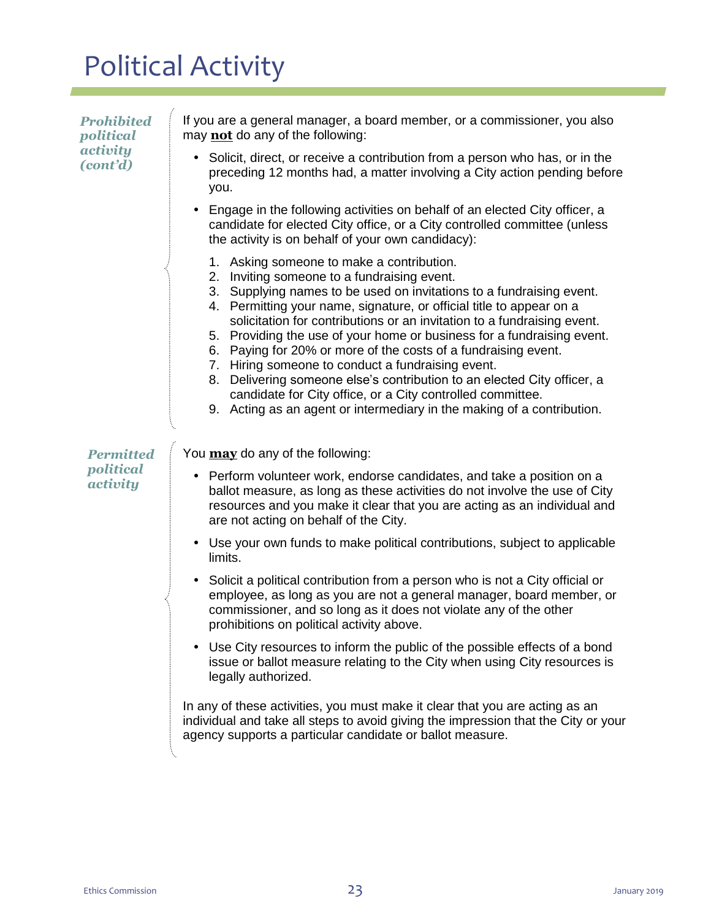# Political Activity

*Prohibited political activity (cont'd)*

If you are a general manager, a board member, or a commissioner, you also may **not** do any of the following:

- Solicit, direct, or receive a contribution from a person who has, or in the preceding 12 months had, a matter involving a City action pending before you.
- Engage in the following activities on behalf of an elected City officer, a candidate for elected City office, or a City controlled committee (unless the activity is on behalf of your own candidacy):
  1. Asking someone to make a contribution.
  2. Inviting someone to a fundraising event.
  3. Supplying names to be used on invitations to a fundraising event.
  4. Permitting your name, signature, or official title to appear on a solicitation for contributions or an invitation to a fundraising event.
  5. Providing the use of your home or business for a fundraising event.
  6. Paying for 20% or more of the costs of a fundraising event.
  7. Hiring someone to conduct a fundraising event.
  8. Delivering someone else's contribution to an elected City officer, a candidate for City office, or a City controlled committee.
  9. Acting as an agent or intermediary in the making of a contribution.

*Permitted political activity*

You **may** do any of the following:

- Perform volunteer work, endorse candidates, and take a position on a ballot measure, as long as these activities do not involve the use of City resources and you make it clear that you are acting as an individual and are not acting on behalf of the City.
- Use your own funds to make political contributions, subject to applicable limits.
- Solicit a political contribution from a person who is not a City official or employee, as long as you are not a general manager, board member, or commissioner, and so long as it does not violate any of the other prohibitions on political activity above.
- Use City resources to inform the public of the possible effects of a bond issue or ballot measure relating to the City when using City resources is legally authorized.

In any of these activities, you must make it clear that you are acting as an individual and take all steps to avoid giving the impression that the City or your agency supports a particular candidate or ballot measure.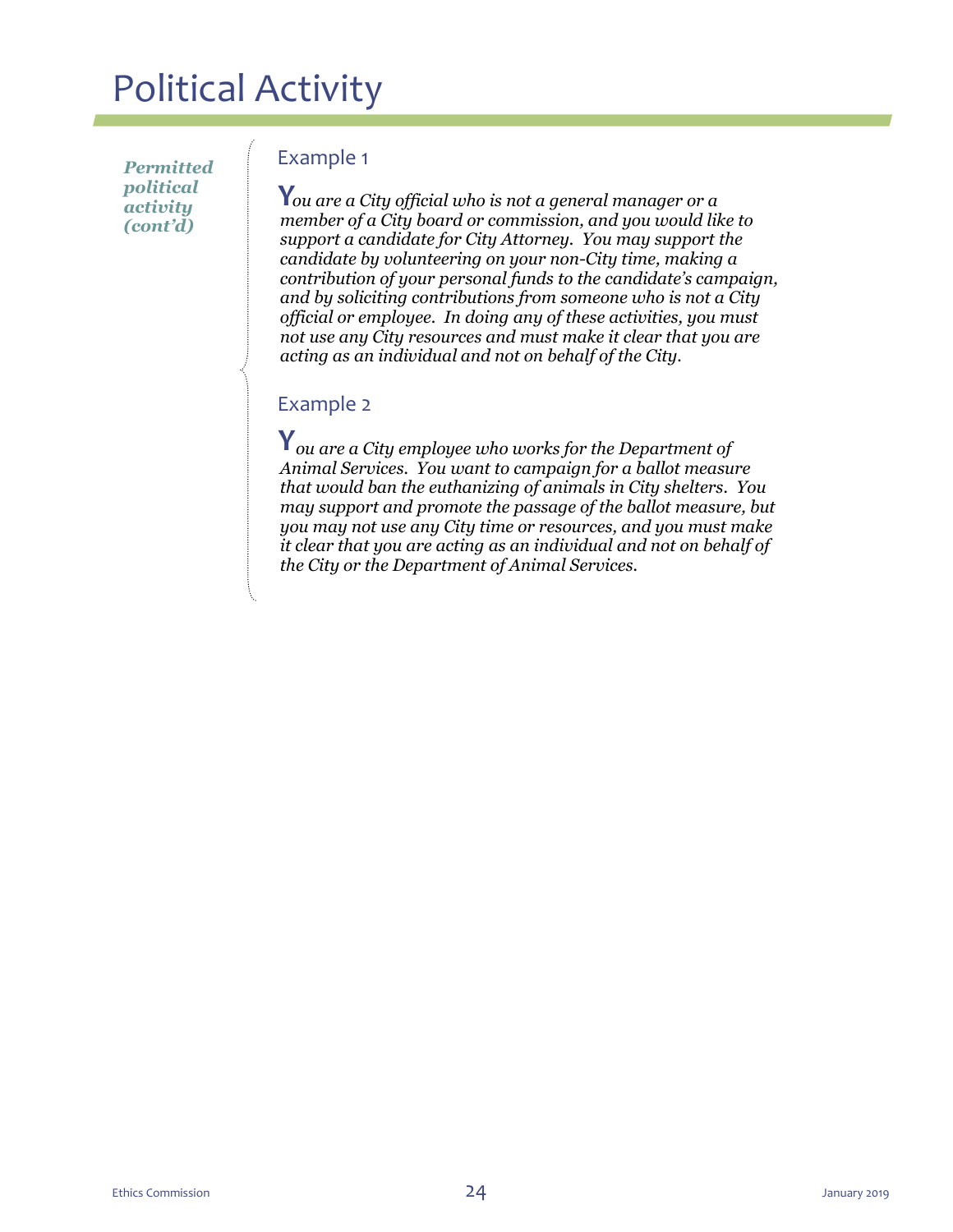# Political Activity

*Permitted political activity (cont'd)*

## Example 1

*You are a City official who is not a general manager or a member of a City board or commission, and you would like to support a candidate for City Attorney. You may support the candidate by volunteering on your non-City time, making a contribution of your personal funds to the candidate's campaign, and by soliciting contributions from someone who is not a City official or employee. In doing any of these activities, you must not use any City resources and must make it clear that you are acting as an individual and not on behalf of the City.*

## Example 2

*You are a City employee who works for the Department of Animal Services. You want to campaign for a ballot measure that would ban the euthanizing of animals in City shelters. You may support and promote the passage of the ballot measure, but you may not use any City time or resources, and you must make it clear that you are acting as an individual and not on behalf of the City or the Department of Animal Services.*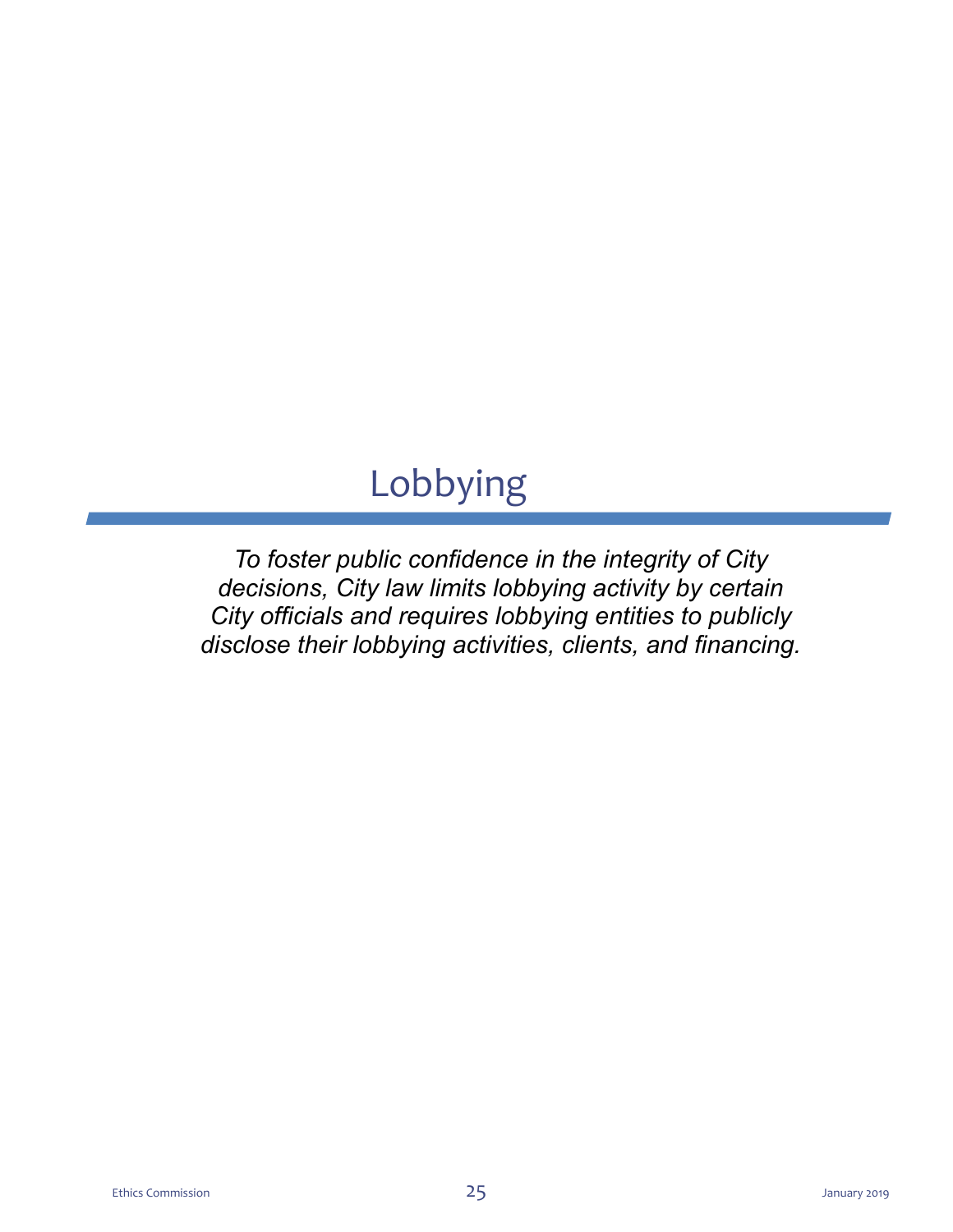# Lobbying

*To foster public confidence in the integrity of City decisions, City law limits lobbying activity by certain City officials and requires lobbying entities to publicly disclose their lobbying activities, clients, and financing.*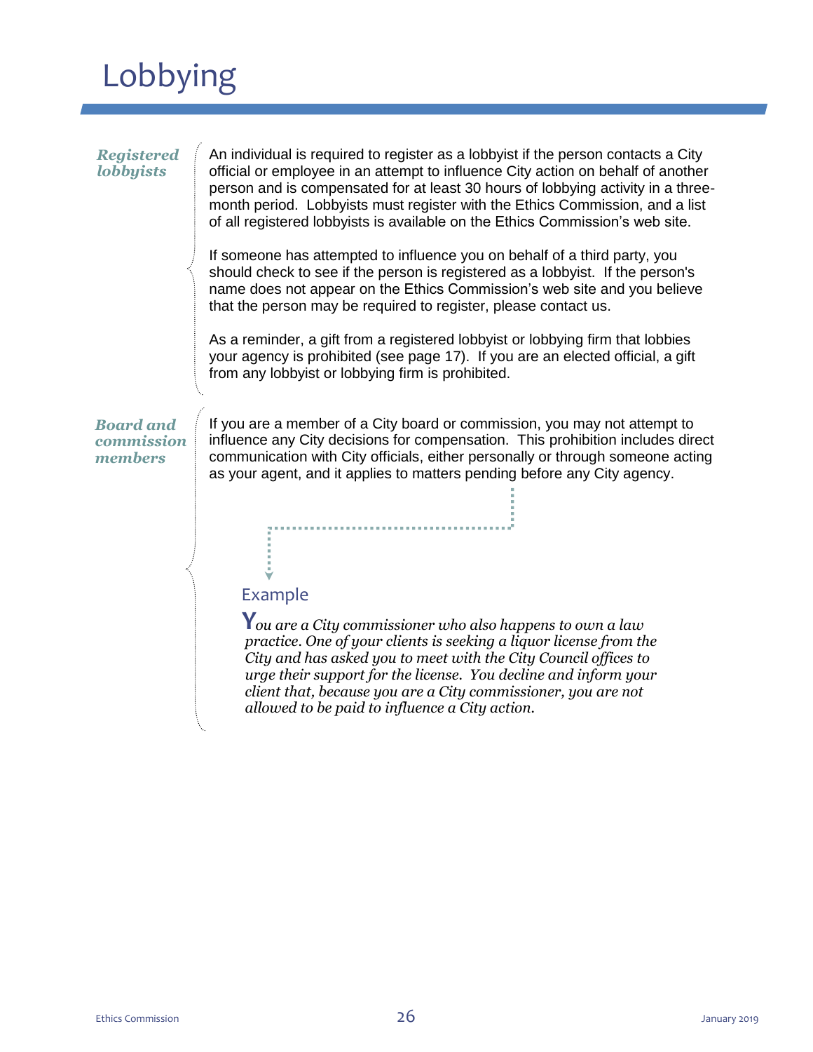# Lobbying

***Registered lobbyists***

An individual is required to register as a lobbyist if the person contacts a City official or employee in an attempt to influence City action on behalf of another person and is compensated for at least 30 hours of lobbying activity in a three-month period. Lobbyists must register with the Ethics Commission, and a list of all registered lobbyists is available on the Ethics Commission's web site.

If someone has attempted to influence you on behalf of a third party, you should check to see if the person is registered as a lobbyist. If the person's name does not appear on the Ethics Commission's web site and you believe that the person may be required to register, please contact us.

As a reminder, a gift from a registered lobbyist or lobbying firm that lobbies your agency is prohibited (see page 17). If you are an elected official, a gift from any lobbyist or lobbying firm is prohibited.

***Board and commission members***

If you are a member of a City board or commission, you may not attempt to influence any City decisions for compensation. This prohibition includes direct communication with City officials, either personally or through someone acting as your agent, and it applies to matters pending before any City agency.

### Example

*You are a City commissioner who also happens to own a law practice. One of your clients is seeking a liquor license from the City and has asked you to meet with the City Council offices to urge their support for the license. You decline and inform your client that, because you are a City commissioner, you are not allowed to be paid to influence a City action.*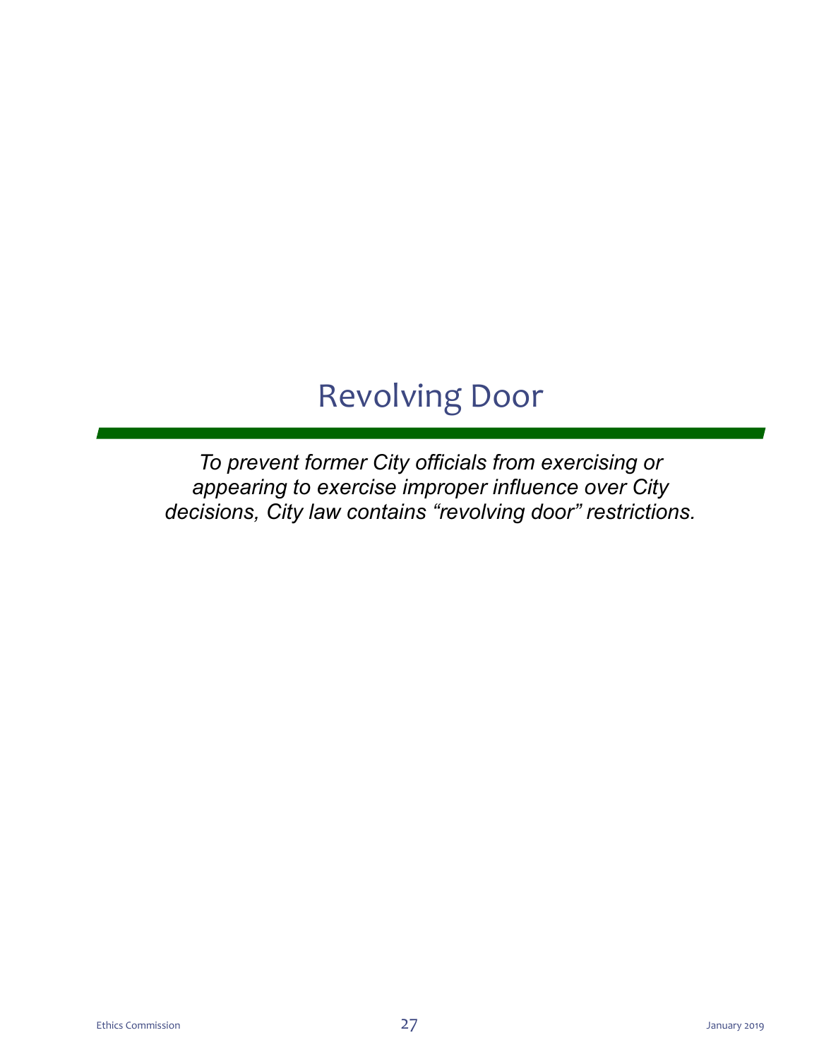# Revolving Door

*To prevent former City officials from exercising or appearing to exercise improper influence over City decisions, City law contains "revolving door" restrictions.*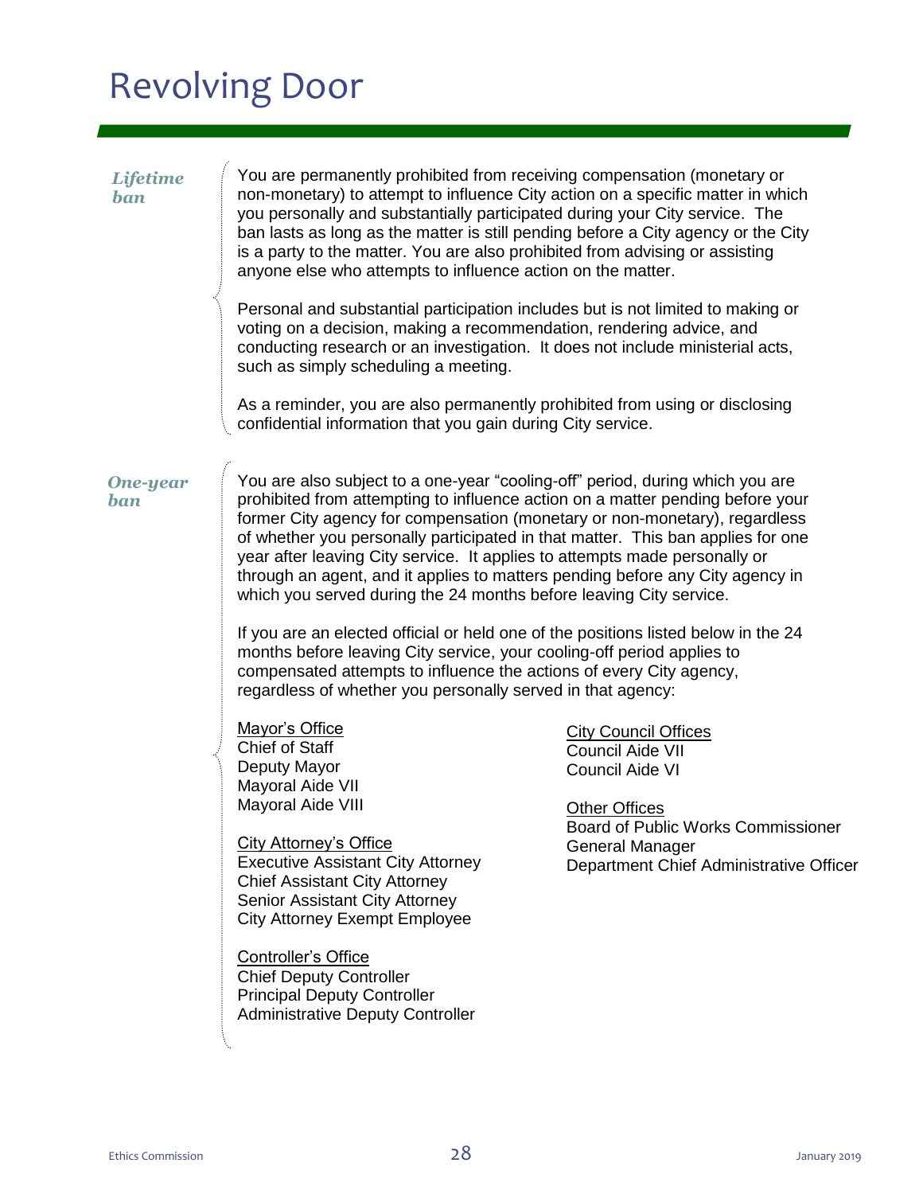# Revolving Door

***Lifetime ban***

You are permanently prohibited from receiving compensation (monetary or non-monetary) to attempt to influence City action on a specific matter in which you personally and substantially participated during your City service. The ban lasts as long as the matter is still pending before a City agency or the City is a party to the matter. You are also prohibited from advising or assisting anyone else who attempts to influence action on the matter.

Personal and substantial participation includes but is not limited to making or voting on a decision, making a recommendation, rendering advice, and conducting research or an investigation. It does not include ministerial acts, such as simply scheduling a meeting.

As a reminder, you are also permanently prohibited from using or disclosing confidential information that you gain during City service.

***One-year ban***

You are also subject to a one-year "cooling-off" period, during which you are prohibited from attempting to influence action on a matter pending before your former City agency for compensation (monetary or non-monetary), regardless of whether you personally participated in that matter. This ban applies for one year after leaving City service. It applies to attempts made personally or through an agent, and it applies to matters pending before any City agency in which you served during the 24 months before leaving City service.

If you are an elected official or held one of the positions listed below in the 24 months before leaving City service, your cooling-off period applies to compensated attempts to influence the actions of every City agency, regardless of whether you personally served in that agency:

<u>Mayor's Office</u>
Chief of Staff
Deputy Mayor
Mayoral Aide VII
Mayoral Aide VIII

<u>City Attorney's Office</u>
Executive Assistant City Attorney
Chief Assistant City Attorney
Senior Assistant City Attorney
City Attorney Exempt Employee

<u>Controller's Office</u>
Chief Deputy Controller
Principal Deputy Controller
Administrative Deputy Controller

<u>City Council Offices</u>
Council Aide VII
Council Aide VI

<u>Other Offices</u>
Board of Public Works Commissioner
General Manager
Department Chief Administrative Officer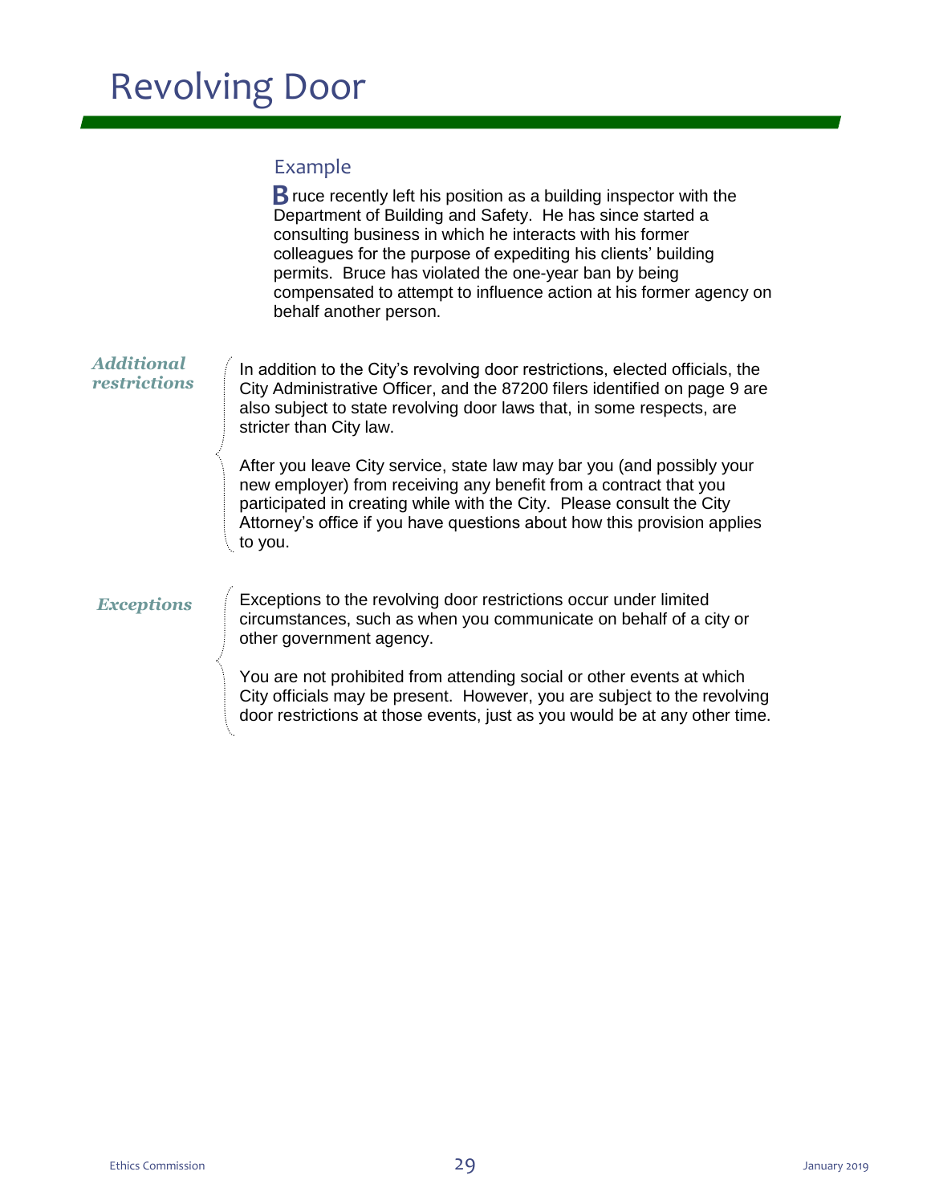# Revolving Door

## Example

Bruce recently left his position as a building inspector with the Department of Building and Safety. He has since started a consulting business in which he interacts with his former colleagues for the purpose of expediting his clients' building permits. Bruce has violated the one-year ban by being compensated to attempt to influence action at his former agency on behalf another person.

***Additional restrictions***

In addition to the City's revolving door restrictions, elected officials, the City Administrative Officer, and the 87200 filers identified on page 9 are also subject to state revolving door laws that, in some respects, are stricter than City law.

After you leave City service, state law may bar you (and possibly your new employer) from receiving any benefit from a contract that you participated in creating while with the City. Please consult the City Attorney's office if you have questions about how this provision applies to you.

***Exceptions***

Exceptions to the revolving door restrictions occur under limited circumstances, such as when you communicate on behalf of a city or other government agency.

You are not prohibited from attending social or other events at which City officials may be present. However, you are subject to the revolving door restrictions at those events, just as you would be at any other time.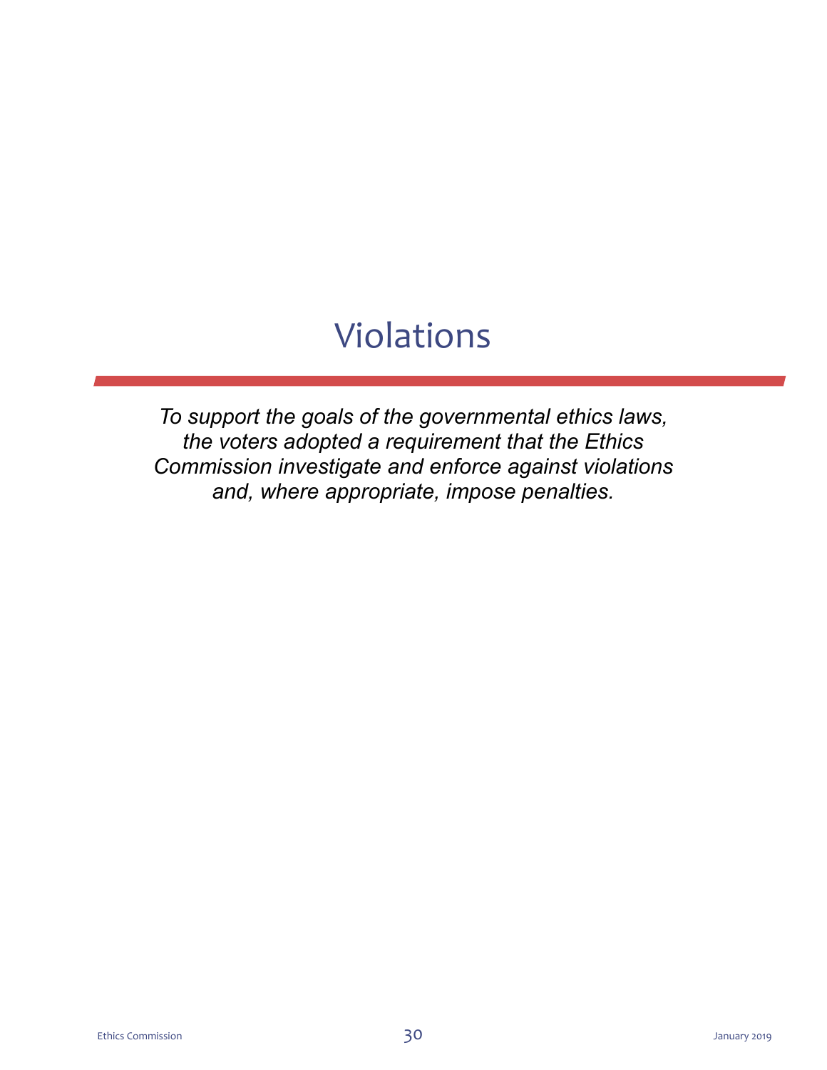# Violations

*To support the goals of the governmental ethics laws, the voters adopted a requirement that the Ethics Commission investigate and enforce against violations and, where appropriate, impose penalties.*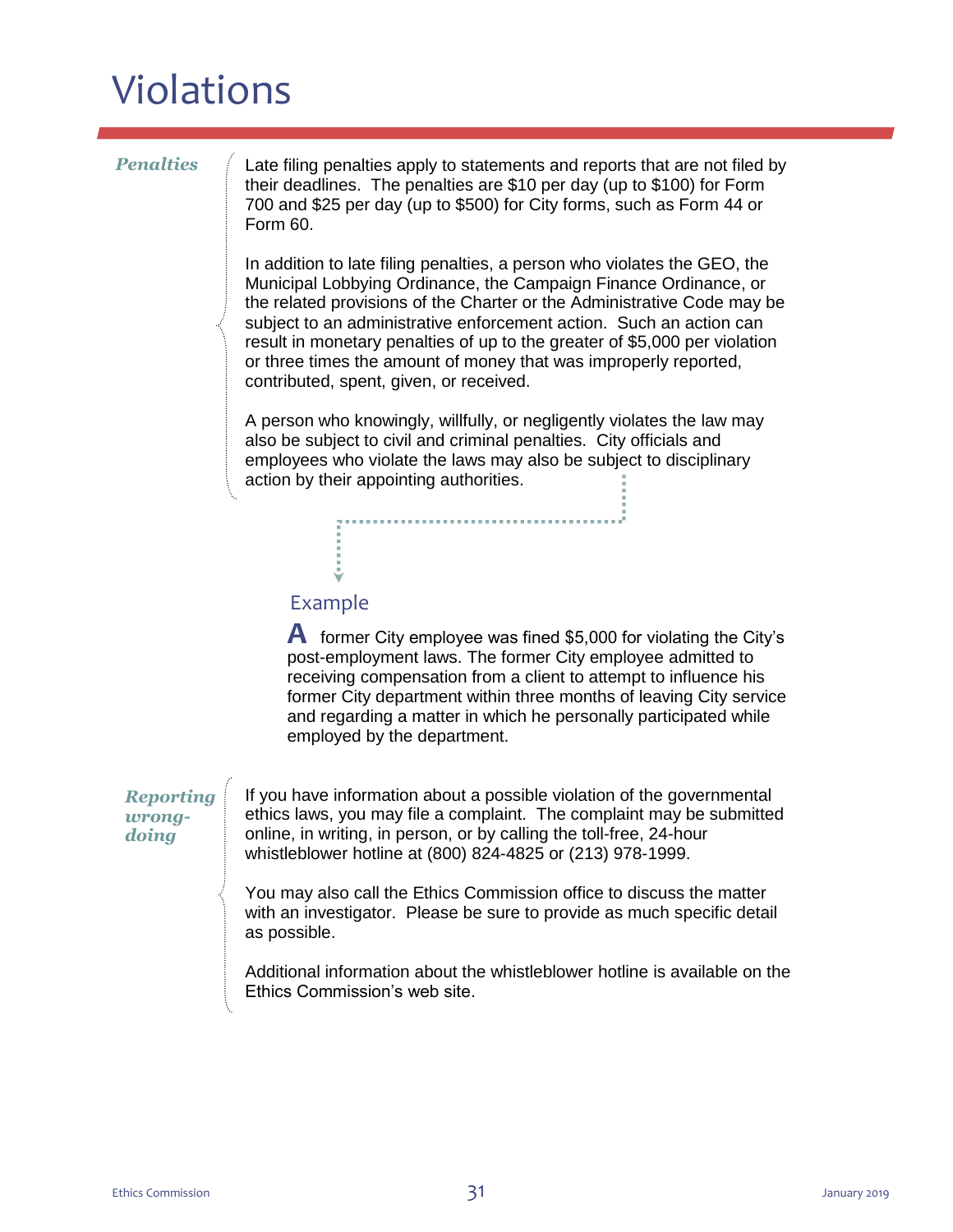# Violations

***Penalties***

Late filing penalties apply to statements and reports that are not filed by their deadlines. The penalties are $10 per day (up to $100) for Form 700 and $25 per day (up to $500) for City forms, such as Form 44 or Form 60.

In addition to late filing penalties, a person who violates the GEO, the Municipal Lobbying Ordinance, the Campaign Finance Ordinance, or the related provisions of the Charter or the Administrative Code may be subject to an administrative enforcement action. Such an action can result in monetary penalties of up to the greater of $5,000 per violation or three times the amount of money that was improperly reported, contributed, spent, given, or received.

A person who knowingly, willfully, or negligently violates the law may also be subject to civil and criminal penalties. City officials and employees who violate the laws may also be subject to disciplinary action by their appointing authorities.

### Example

**A** former City employee was fined $5,000 for violating the City's post-employment laws. The former City employee admitted to receiving compensation from a client to attempt to influence his former City department within three months of leaving City service and regarding a matter in which he personally participated while employed by the department.

***Reporting wrong-doing***

If you have information about a possible violation of the governmental ethics laws, you may file a complaint. The complaint may be submitted online, in writing, in person, or by calling the toll-free, 24-hour whistleblower hotline at (800) 824-4825 or (213) 978-1999.

You may also call the Ethics Commission office to discuss the matter with an investigator. Please be sure to provide as much specific detail as possible.

Additional information about the whistleblower hotline is available on the Ethics Commission's web site.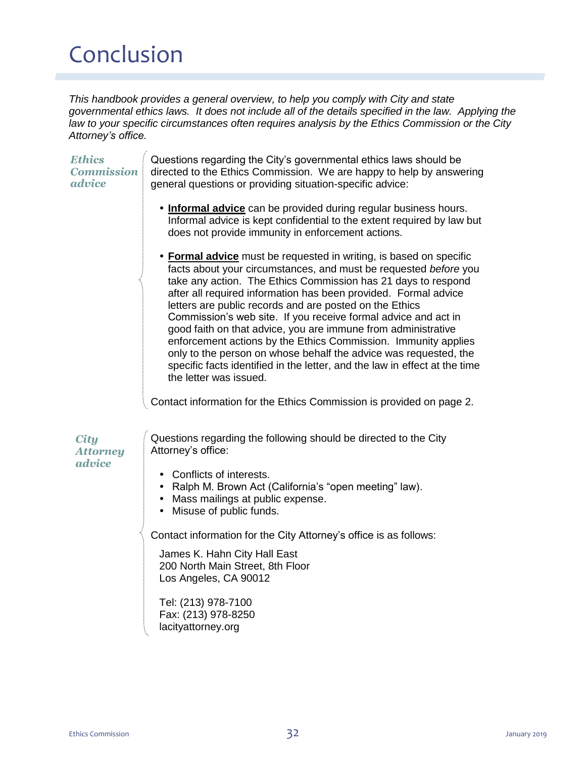# Conclusion

*This handbook provides a general overview, to help you comply with City and state governmental ethics laws. It does not include all of the details specified in the law. Applying the law to your specific circumstances often requires analysis by the Ethics Commission or the City Attorney's office.*

### *Ethics Commission advice*

Questions regarding the City's governmental ethics laws should be directed to the Ethics Commission. We are happy to help by answering general questions or providing situation-specific advice:

- **Informal advice** can be provided during regular business hours. Informal advice is kept confidential to the extent required by law but does not provide immunity in enforcement actions.
- **Formal advice** must be requested in writing, is based on specific facts about your circumstances, and must be requested *before* you take any action. The Ethics Commission has 21 days to respond after all required information has been provided. Formal advice letters are public records and are posted on the Ethics Commission's web site. If you receive formal advice and act in good faith on that advice, you are immune from administrative enforcement actions by the Ethics Commission. Immunity applies only to the person on whose behalf the advice was requested, the specific facts identified in the letter, and the law in effect at the time the letter was issued.

Contact information for the Ethics Commission is provided on page 2.

### *City Attorney advice*

Questions regarding the following should be directed to the City Attorney's office:

- Conflicts of interests.
- Ralph M. Brown Act (California's "open meeting" law).
- Mass mailings at public expense.
- Misuse of public funds.

Contact information for the City Attorney's office is as follows:

James K. Hahn City Hall East
200 North Main Street, 8th Floor
Los Angeles, CA 90012

Tel: (213) 978-7100
Fax: (213) 978-8250
lacityattorney.org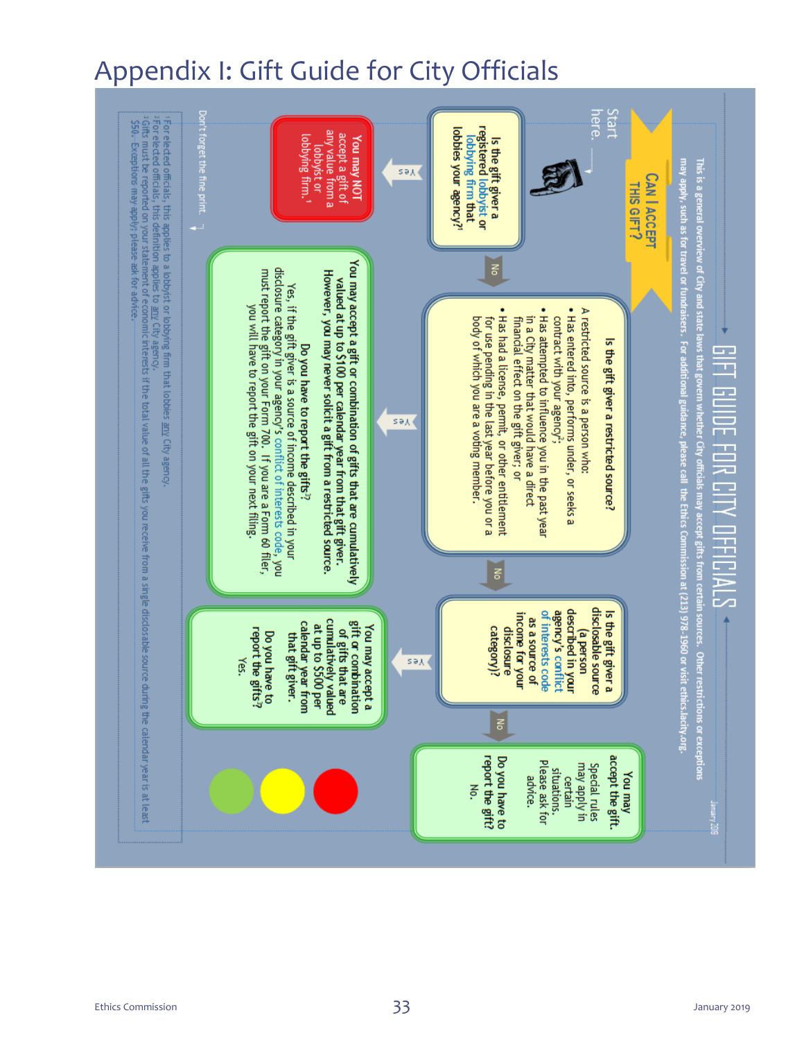# Appendix I: Gift Guide for City Officials

## GIFT GUIDE FOR CITY OFFICIALS

This is a general overview of City and state laws that govern whether City officials may accept gifts from certain sources. Other restrictions or exceptions may apply, such as for travel or fundraisers. For additional guidance, please call the Ethics Commission at (213) 978-1960 or visit ethics.lacity.org.

**CAN I ACCEPT THIS GIFT?**

Start here.

**Is the gift giver a registered lobbyist or lobbying firm that lobbies your agency?**[1]

- Yes → **You may NOT accept a gift of any value from a lobbyist or lobbying firm.**[1]
- No → **Is the gift giver a restricted source?**

**Is the gift giver a restricted source?**

A restricted source is a person who:

- Has entered into, performs under, or seeks a contract with your agency[2];
- Has attempted to influence you in the past year in a City matter that would have a direct financial effect on the gift giver; or
- Has had a license, permit, or other entitlement for use pending in the last year before you or a body of which you are a voting member.

- Yes → **You may accept a gift or combination of gifts that are cumulatively valued at up to $100 per calendar year from that gift giver. However, you may never solicit a gift from a restricted source.**

  **Do you have to report the gifts[3]?**

  Yes, if the gift giver is a source of income described in your disclosure category in your agency's conflict of interests code, you must report the gift on your Form 700. If you are a Form 60 filer, you will have to report the gift on your next filing.

- No → **Is the gift giver a disclosable source (a person described in your agency's conflict of interests code as a source of income for your disclosure category)?**

**Is the gift giver a disclosable source (a person described in your agency's conflict of interests code as a source of income for your disclosure category)?**

- Yes → **You may accept a gift or combination of gifts that are cumulatively valued at up to $500 per calendar year from that gift giver.**

  **Do you have to report the gifts[3]?**

  Yes.

- No → **You may accept the gift.** Special rules may apply in certain situations. Please ask for advice.

  **Do you have to report the gift?**

  No.

Don't forget the fine print.

[1] For elected officials, this applies to a lobbyist or lobbying firm that lobbies any City agency.

[2] For elected officials, this definition applies to any City agency.

[3] Gifts must be reported on your statement of economic interests if the total value of all the gifts you receive from a single disclosable source during the calendar year is at least $50. Exceptions may apply; please ask for advice.

January 2019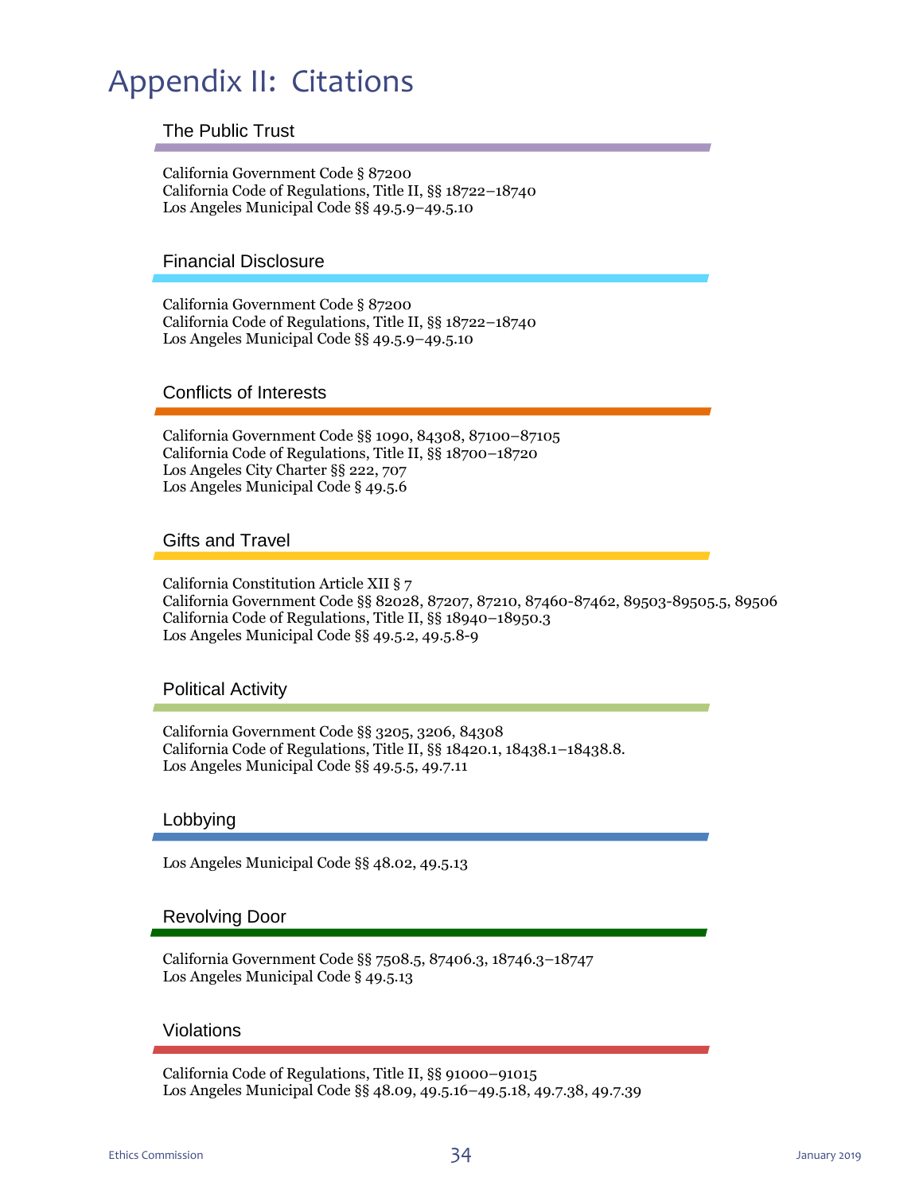# Appendix II: Citations

## The Public Trust

California Government Code § 87200
California Code of Regulations, Title II, §§ 18722–18740
Los Angeles Municipal Code §§ 49.5.9–49.5.10

## Financial Disclosure

California Government Code § 87200
California Code of Regulations, Title II, §§ 18722–18740
Los Angeles Municipal Code §§ 49.5.9–49.5.10

## Conflicts of Interests

California Government Code §§ 1090, 84308, 87100–87105
California Code of Regulations, Title II, §§ 18700–18720
Los Angeles City Charter §§ 222, 707
Los Angeles Municipal Code § 49.5.6

## Gifts and Travel

California Constitution Article XII § 7
California Government Code §§ 82028, 87207, 87210, 87460-87462, 89503-89505.5, 89506
California Code of Regulations, Title II, §§ 18940–18950.3
Los Angeles Municipal Code §§ 49.5.2, 49.5.8-9

## Political Activity

California Government Code §§ 3205, 3206, 84308
California Code of Regulations, Title II, §§ 18420.1, 18438.1–18438.8.
Los Angeles Municipal Code §§ 49.5.5, 49.7.11

## Lobbying

Los Angeles Municipal Code §§ 48.02, 49.5.13

## Revolving Door

California Government Code §§ 7508.5, 87406.3, 18746.3–18747
Los Angeles Municipal Code § 49.5.13

## Violations

California Code of Regulations, Title II, §§ 91000–91015
Los Angeles Municipal Code §§ 48.09, 49.5.16–49.5.18, 49.7.38, 49.7.39